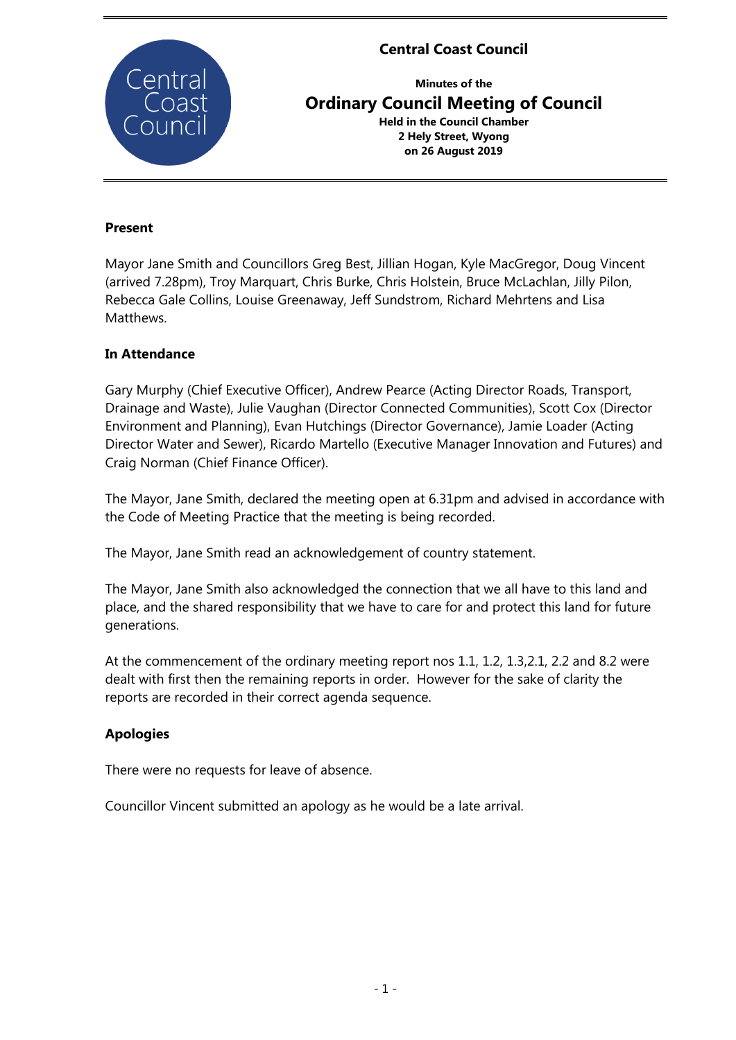# Central Coast Council

**Minutes of the**

## Ordinary Council Meeting of Council

**Held in the Council Chamber**
**2 Hely Street, Wyong**
**on 26 August 2019**

### Present

Mayor Jane Smith and Councillors Greg Best, Jillian Hogan, Kyle MacGregor, Doug Vincent (arrived 7.28pm), Troy Marquart, Chris Burke, Chris Holstein, Bruce McLachlan, Jilly Pilon, Rebecca Gale Collins, Louise Greenaway, Jeff Sundstrom, Richard Mehrtens and Lisa Matthews.

### In Attendance

Gary Murphy (Chief Executive Officer), Andrew Pearce (Acting Director Roads, Transport, Drainage and Waste), Julie Vaughan (Director Connected Communities), Scott Cox (Director Environment and Planning), Evan Hutchings (Director Governance), Jamie Loader (Acting Director Water and Sewer), Ricardo Martello (Executive Manager Innovation and Futures) and Craig Norman (Chief Finance Officer).

The Mayor, Jane Smith, declared the meeting open at 6.31pm and advised in accordance with the Code of Meeting Practice that the meeting is being recorded.

The Mayor, Jane Smith read an acknowledgement of country statement.

The Mayor, Jane Smith also acknowledged the connection that we all have to this land and place, and the shared responsibility that we have to care for and protect this land for future generations.

At the commencement of the ordinary meeting report nos 1.1, 1.2, 1.3,2.1, 2.2 and 8.2 were dealt with first then the remaining reports in order. However for the sake of clarity the reports are recorded in their correct agenda sequence.

### Apologies

There were no requests for leave of absence.

Councillor Vincent submitted an apology as he would be a late arrival.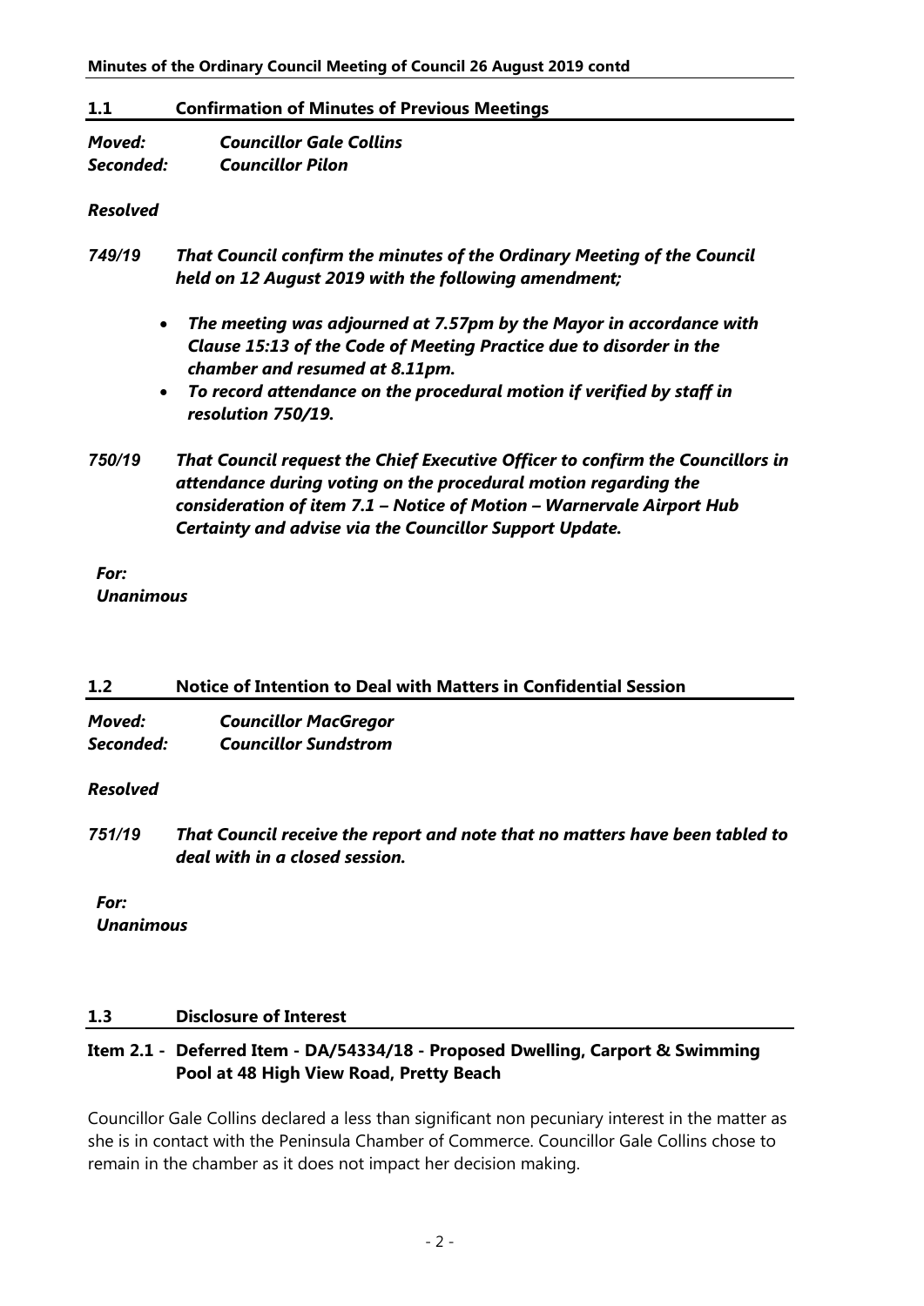## 1.1 Confirmation of Minutes of Previous Meetings

***Moved:*** ***Councillor Gale Collins***
***Seconded:*** ***Councillor Pilon***

***Resolved***

***749/19*** ***That Council confirm the minutes of the Ordinary Meeting of the Council held on 12 August 2019 with the following amendment;***

- ***The meeting was adjourned at 7.57pm by the Mayor in accordance with Clause 15:13 of the Code of Meeting Practice due to disorder in the chamber and resumed at 8.11pm.***
- ***To record attendance on the procedural motion if verified by staff in resolution 750/19.***

***750/19*** ***That Council request the Chief Executive Officer to confirm the Councillors in attendance during voting on the procedural motion regarding the consideration of item 7.1 – Notice of Motion – Warnervale Airport Hub Certainty and advise via the Councillor Support Update.***

***For:***
***Unanimous***

## 1.2 Notice of Intention to Deal with Matters in Confidential Session

***Moved:*** ***Councillor MacGregor***
***Seconded:*** ***Councillor Sundstrom***

***Resolved***

***751/19*** ***That Council receive the report and note that no matters have been tabled to deal with in a closed session.***

***For:***
***Unanimous***

## 1.3 Disclosure of Interest

### Item 2.1 - Deferred Item - DA/54334/18 - Proposed Dwelling, Carport & Swimming Pool at 48 High View Road, Pretty Beach

Councillor Gale Collins declared a less than significant non pecuniary interest in the matter as she is in contact with the Peninsula Chamber of Commerce. Councillor Gale Collins chose to remain in the chamber as it does not impact her decision making.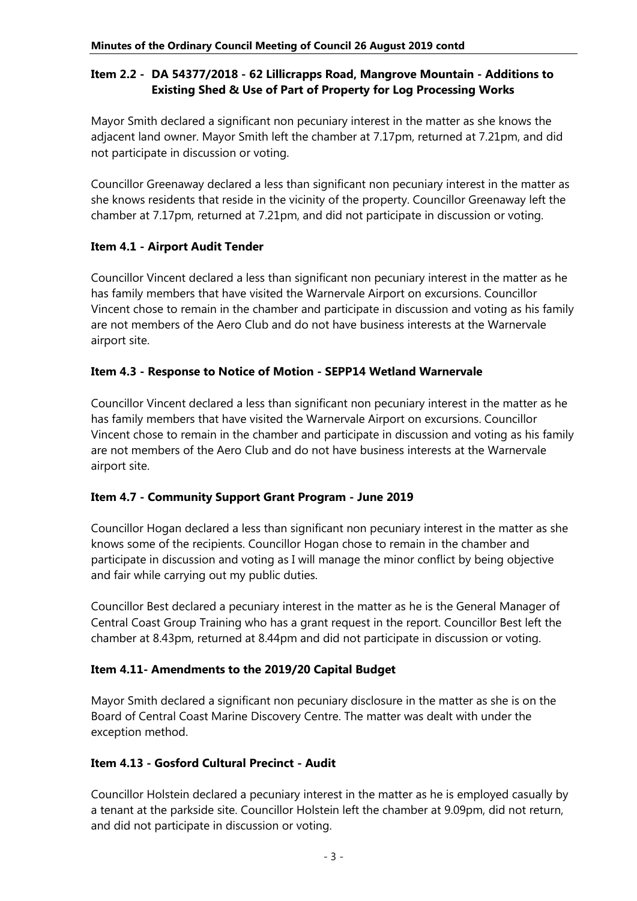### Item 2.2 - DA 54377/2018 - 62 Lillicrapps Road, Mangrove Mountain - Additions to Existing Shed & Use of Part of Property for Log Processing Works

Mayor Smith declared a significant non pecuniary interest in the matter as she knows the adjacent land owner. Mayor Smith left the chamber at 7.17pm, returned at 7.21pm, and did not participate in discussion or voting.

Councillor Greenaway declared a less than significant non pecuniary interest in the matter as she knows residents that reside in the vicinity of the property. Councillor Greenaway left the chamber at 7.17pm, returned at 7.21pm, and did not participate in discussion or voting.

### Item 4.1 - Airport Audit Tender

Councillor Vincent declared a less than significant non pecuniary interest in the matter as he has family members that have visited the Warnervale Airport on excursions. Councillor Vincent chose to remain in the chamber and participate in discussion and voting as his family are not members of the Aero Club and do not have business interests at the Warnervale airport site.

### Item 4.3 - Response to Notice of Motion - SEPP14 Wetland Warnervale

Councillor Vincent declared a less than significant non pecuniary interest in the matter as he has family members that have visited the Warnervale Airport on excursions. Councillor Vincent chose to remain in the chamber and participate in discussion and voting as his family are not members of the Aero Club and do not have business interests at the Warnervale airport site.

### Item 4.7 - Community Support Grant Program - June 2019

Councillor Hogan declared a less than significant non pecuniary interest in the matter as she knows some of the recipients. Councillor Hogan chose to remain in the chamber and participate in discussion and voting as I will manage the minor conflict by being objective and fair while carrying out my public duties.

Councillor Best declared a pecuniary interest in the matter as he is the General Manager of Central Coast Group Training who has a grant request in the report. Councillor Best left the chamber at 8.43pm, returned at 8.44pm and did not participate in discussion or voting.

### Item 4.11- Amendments to the 2019/20 Capital Budget

Mayor Smith declared a significant non pecuniary disclosure in the matter as she is on the Board of Central Coast Marine Discovery Centre. The matter was dealt with under the exception method.

### Item 4.13 - Gosford Cultural Precinct - Audit

Councillor Holstein declared a pecuniary interest in the matter as he is employed casually by a tenant at the parkside site. Councillor Holstein left the chamber at 9.09pm, did not return, and did not participate in discussion or voting.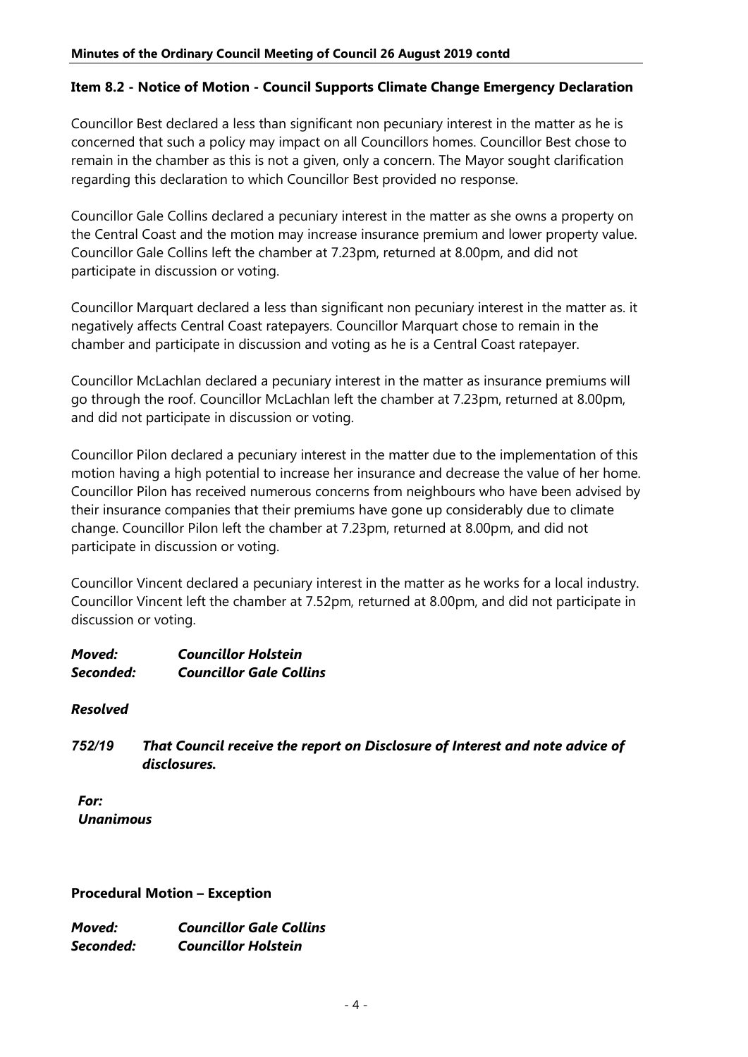### Item 8.2 - Notice of Motion - Council Supports Climate Change Emergency Declaration

Councillor Best declared a less than significant non pecuniary interest in the matter as he is concerned that such a policy may impact on all Councillors homes. Councillor Best chose to remain in the chamber as this is not a given, only a concern. The Mayor sought clarification regarding this declaration to which Councillor Best provided no response.

Councillor Gale Collins declared a pecuniary interest in the matter as she owns a property on the Central Coast and the motion may increase insurance premium and lower property value. Councillor Gale Collins left the chamber at 7.23pm, returned at 8.00pm, and did not participate in discussion or voting.

Councillor Marquart declared a less than significant non pecuniary interest in the matter as. it negatively affects Central Coast ratepayers. Councillor Marquart chose to remain in the chamber and participate in discussion and voting as he is a Central Coast ratepayer.

Councillor McLachlan declared a pecuniary interest in the matter as insurance premiums will go through the roof. Councillor McLachlan left the chamber at 7.23pm, returned at 8.00pm, and did not participate in discussion or voting.

Councillor Pilon declared a pecuniary interest in the matter due to the implementation of this motion having a high potential to increase her insurance and decrease the value of her home. Councillor Pilon has received numerous concerns from neighbours who have been advised by their insurance companies that their premiums have gone up considerably due to climate change. Councillor Pilon left the chamber at 7.23pm, returned at 8.00pm, and did not participate in discussion or voting.

Councillor Vincent declared a pecuniary interest in the matter as he works for a local industry. Councillor Vincent left the chamber at 7.52pm, returned at 8.00pm, and did not participate in discussion or voting.

***Moved:*** ***Councillor Holstein***
***Seconded:*** ***Councillor Gale Collins***

***Resolved***

***752/19*** ***That Council receive the report on Disclosure of Interest and note advice of disclosures.***

***For:***
***Unanimous***

**Procedural Motion – Exception**

***Moved:*** ***Councillor Gale Collins***
***Seconded:*** ***Councillor Holstein***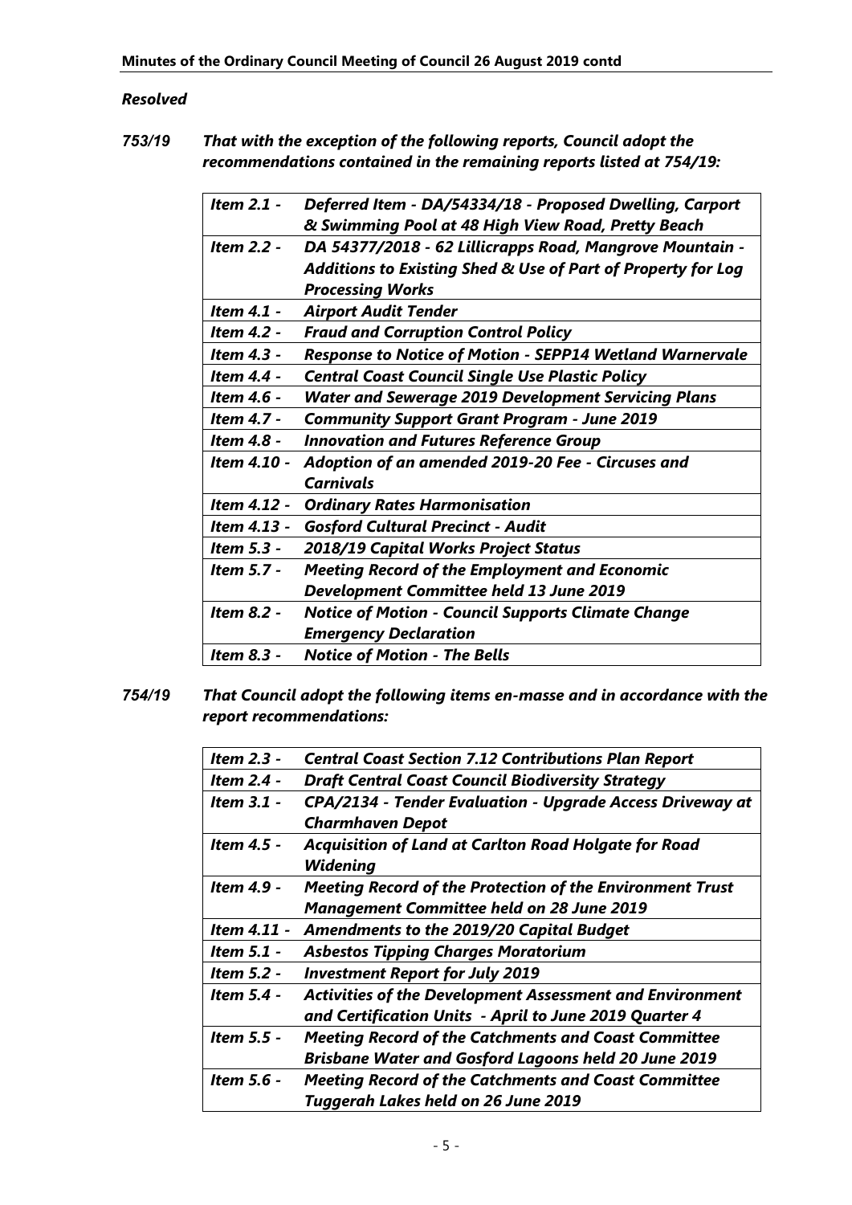***Resolved***

***753/19*** ***That with the exception of the following reports, Council adopt the recommendations contained in the remaining reports listed at 754/19:***

| | |
|---|---|
| *Item 2.1 -* | *Deferred Item - DA/54334/18 - Proposed Dwelling, Carport & Swimming Pool at 48 High View Road, Pretty Beach* |
| *Item 2.2 -* | *DA 54377/2018 - 62 Lillicrapps Road, Mangrove Mountain - Additions to Existing Shed & Use of Part of Property for Log Processing Works* |
| *Item 4.1 -* | *Airport Audit Tender* |
| *Item 4.2 -* | *Fraud and Corruption Control Policy* |
| *Item 4.3 -* | *Response to Notice of Motion - SEPP14 Wetland Warnervale* |
| *Item 4.4 -* | *Central Coast Council Single Use Plastic Policy* |
| *Item 4.6 -* | *Water and Sewerage 2019 Development Servicing Plans* |
| *Item 4.7 -* | *Community Support Grant Program - June 2019* |
| *Item 4.8 -* | *Innovation and Futures Reference Group* |
| *Item 4.10 -* | *Adoption of an amended 2019-20 Fee - Circuses and Carnivals* |
| *Item 4.12 -* | *Ordinary Rates Harmonisation* |
| *Item 4.13 -* | *Gosford Cultural Precinct - Audit* |
| *Item 5.3 -* | *2018/19 Capital Works Project Status* |
| *Item 5.7 -* | *Meeting Record of the Employment and Economic Development Committee held 13 June 2019* |
| *Item 8.2 -* | *Notice of Motion - Council Supports Climate Change Emergency Declaration* |
| *Item 8.3 -* | *Notice of Motion - The Bells* |

***754/19*** ***That Council adopt the following items en-masse and in accordance with the report recommendations:***

| | |
|---|---|
| *Item 2.3 -* | *Central Coast Section 7.12 Contributions Plan Report* |
| *Item 2.4 -* | *Draft Central Coast Council Biodiversity Strategy* |
| *Item 3.1 -* | *CPA/2134 - Tender Evaluation - Upgrade Access Driveway at Charmhaven Depot* |
| *Item 4.5 -* | *Acquisition of Land at Carlton Road Holgate for Road Widening* |
| *Item 4.9 -* | *Meeting Record of the Protection of the Environment Trust Management Committee held on 28 June 2019* |
| *Item 4.11 -* | *Amendments to the 2019/20 Capital Budget* |
| *Item 5.1 -* | *Asbestos Tipping Charges Moratorium* |
| *Item 5.2 -* | *Investment Report for July 2019* |
| *Item 5.4 -* | *Activities of the Development Assessment and Environment and Certification Units - April to June 2019 Quarter 4* |
| *Item 5.5 -* | *Meeting Record of the Catchments and Coast Committee Brisbane Water and Gosford Lagoons held 20 June 2019* |
| *Item 5.6 -* | *Meeting Record of the Catchments and Coast Committee Tuggerah Lakes held on 26 June 2019* |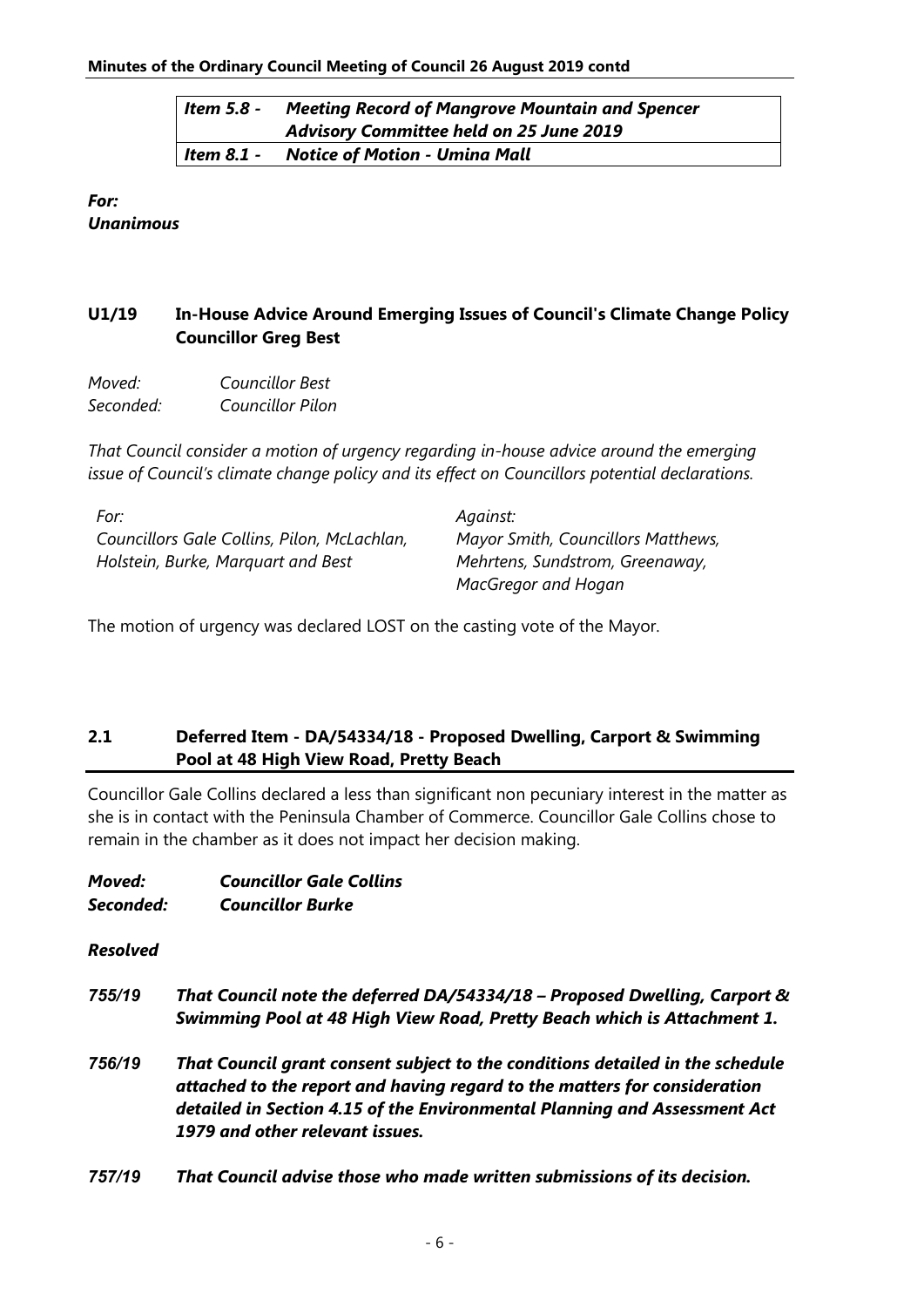| | |
|---|---|
| ***Item 5.8 -*** | ***Meeting Record of Mangrove Mountain and Spencer Advisory Committee held on 25 June 2019*** |
| ***Item 8.1 -*** | ***Notice of Motion - Umina Mall*** |

***For:***
***Unanimous***

## U1/19 In-House Advice Around Emerging Issues of Council's Climate Change Policy Councillor Greg Best

*Moved:* *Councillor Best*
*Seconded:* *Councillor Pilon*

*That Council consider a motion of urgency regarding in-house advice around the emerging issue of Council's climate change policy and its effect on Councillors potential declarations.*

| *For:* | *Against:* |
|---|---|
| *Councillors Gale Collins, Pilon, McLachlan, Holstein, Burke, Marquart and Best* | *Mayor Smith, Councillors Matthews, Mehrtens, Sundstrom, Greenaway, MacGregor and Hogan* |

The motion of urgency was declared LOST on the casting vote of the Mayor.

## 2.1 Deferred Item - DA/54334/18 - Proposed Dwelling, Carport & Swimming Pool at 48 High View Road, Pretty Beach

Councillor Gale Collins declared a less than significant non pecuniary interest in the matter as she is in contact with the Peninsula Chamber of Commerce. Councillor Gale Collins chose to remain in the chamber as it does not impact her decision making.

***Moved:*** ***Councillor Gale Collins***
***Seconded:*** ***Councillor Burke***

***Resolved***

***755/19*** ***That Council note the deferred DA/54334/18 – Proposed Dwelling, Carport & Swimming Pool at 48 High View Road, Pretty Beach which is Attachment 1.***

***756/19*** ***That Council grant consent subject to the conditions detailed in the schedule attached to the report and having regard to the matters for consideration detailed in Section 4.15 of the Environmental Planning and Assessment Act 1979 and other relevant issues.***

***757/19*** ***That Council advise those who made written submissions of its decision.***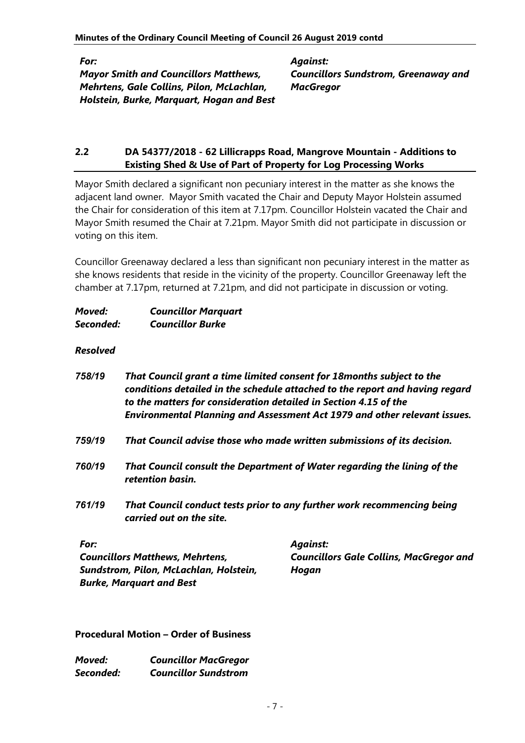| | |
|---|---|
| ***For:*** | ***Against:*** |
| ***Mayor Smith and Councillors Matthews, Mehrtens, Gale Collins, Pilon, McLachlan, Holstein, Burke, Marquart, Hogan and Best*** | ***Councillors Sundstrom, Greenaway and MacGregor*** |

## 2.2 DA 54377/2018 - 62 Lillicrapps Road, Mangrove Mountain - Additions to Existing Shed & Use of Part of Property for Log Processing Works

Mayor Smith declared a significant non pecuniary interest in the matter as she knows the adjacent land owner. Mayor Smith vacated the Chair and Deputy Mayor Holstein assumed the Chair for consideration of this item at 7.17pm. Councillor Holstein vacated the Chair and Mayor Smith resumed the Chair at 7.21pm. Mayor Smith did not participate in discussion or voting on this item.

Councillor Greenaway declared a less than significant non pecuniary interest in the matter as she knows residents that reside in the vicinity of the property. Councillor Greenaway left the chamber at 7.17pm, returned at 7.21pm, and did not participate in discussion or voting.

***Moved:*** ***Councillor Marquart***
***Seconded:*** ***Councillor Burke***

***Resolved***

***758/19*** ***That Council grant a time limited consent for 18months subject to the conditions detailed in the schedule attached to the report and having regard to the matters for consideration detailed in Section 4.15 of the Environmental Planning and Assessment Act 1979 and other relevant issues.***

***759/19*** ***That Council advise those who made written submissions of its decision.***

***760/19*** ***That Council consult the Department of Water regarding the lining of the retention basin.***

***761/19*** ***That Council conduct tests prior to any further work recommencing being carried out on the site.***

| | |
|---|---|
| ***For:*** | ***Against:*** |
| ***Councillors Matthews, Mehrtens, Sundstrom, Pilon, McLachlan, Holstein, Burke, Marquart and Best*** | ***Councillors Gale Collins, MacGregor and Hogan*** |

**Procedural Motion – Order of Business**

***Moved:*** ***Councillor MacGregor***
***Seconded:*** ***Councillor Sundstrom***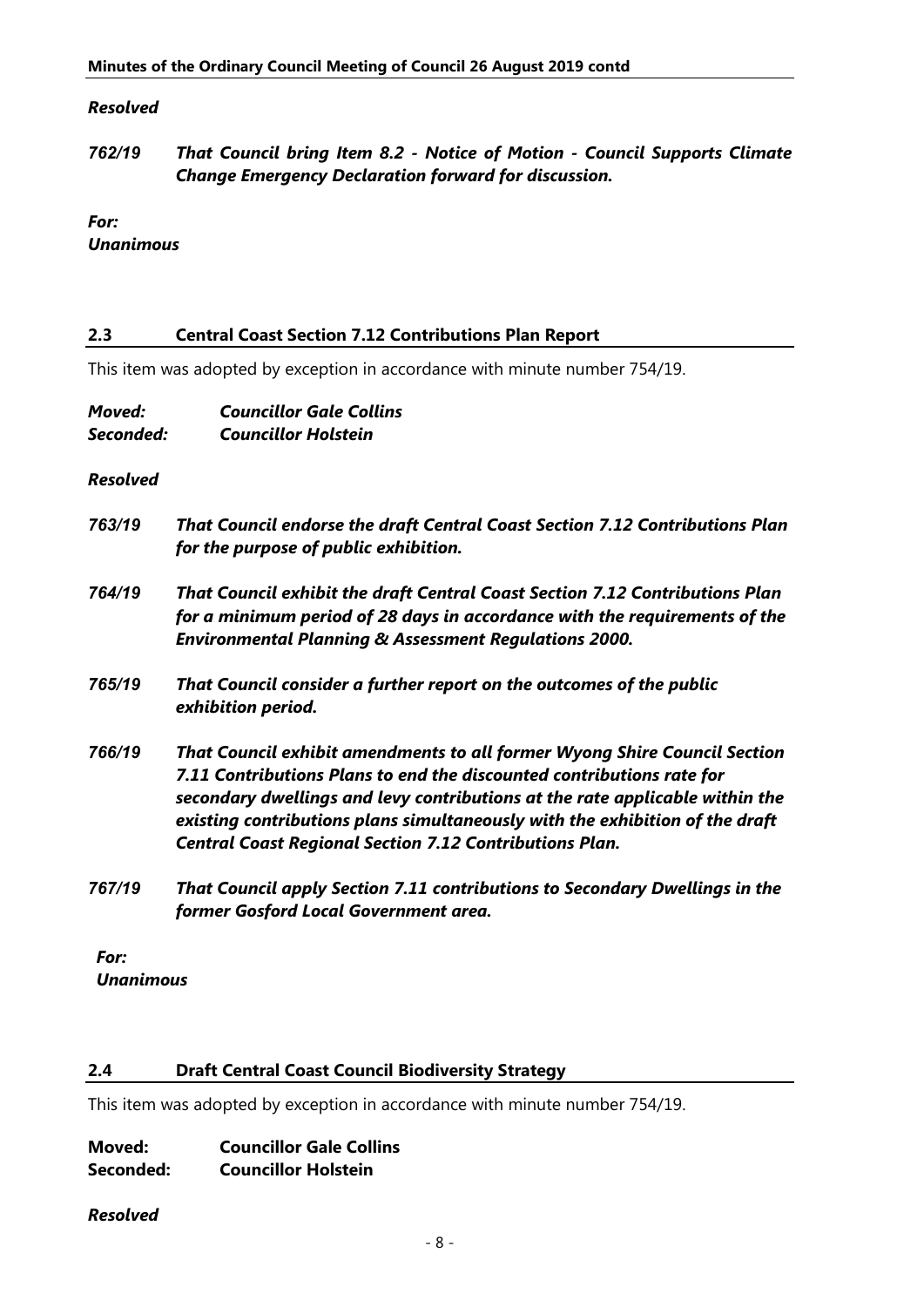***Resolved***

***762/19*** ***That Council bring Item 8.2 - Notice of Motion - Council Supports Climate Change Emergency Declaration forward for discussion.***

***For:***
***Unanimous***

## 2.3 Central Coast Section 7.12 Contributions Plan Report

This item was adopted by exception in accordance with minute number 754/19.

***Moved:*** ***Councillor Gale Collins***
***Seconded:*** ***Councillor Holstein***

***Resolved***

***763/19*** ***That Council endorse the draft Central Coast Section 7.12 Contributions Plan for the purpose of public exhibition.***

***764/19*** ***That Council exhibit the draft Central Coast Section 7.12 Contributions Plan for a minimum period of 28 days in accordance with the requirements of the Environmental Planning & Assessment Regulations 2000.***

***765/19*** ***That Council consider a further report on the outcomes of the public exhibition period.***

***766/19*** ***That Council exhibit amendments to all former Wyong Shire Council Section 7.11 Contributions Plans to end the discounted contributions rate for secondary dwellings and levy contributions at the rate applicable within the existing contributions plans simultaneously with the exhibition of the draft Central Coast Regional Section 7.12 Contributions Plan.***

***767/19*** ***That Council apply Section 7.11 contributions to Secondary Dwellings in the former Gosford Local Government area.***

***For:***
***Unanimous***

## 2.4 Draft Central Coast Council Biodiversity Strategy

This item was adopted by exception in accordance with minute number 754/19.

**Moved:** **Councillor Gale Collins**
**Seconded:** **Councillor Holstein**

***Resolved***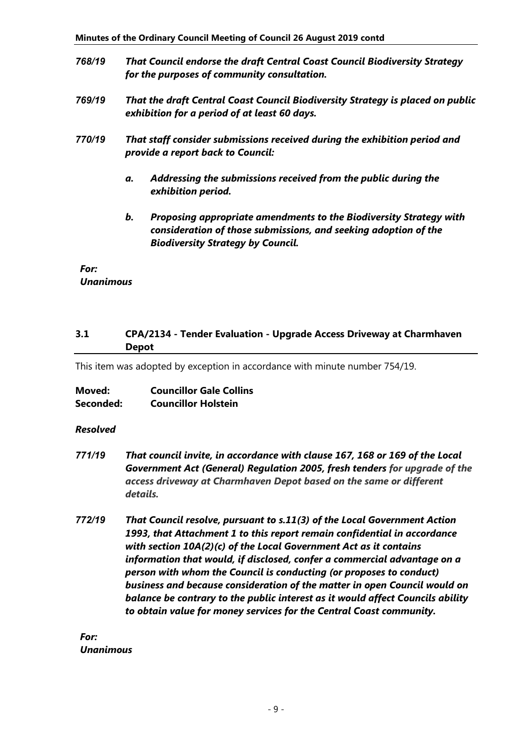*768/19* ***That Council endorse the draft Central Coast Council Biodiversity Strategy for the purposes of community consultation.***

*769/19* ***That the draft Central Coast Council Biodiversity Strategy is placed on public exhibition for a period of at least 60 days.***

*770/19* ***That staff consider submissions received during the exhibition period and provide a report back to Council:***

***a. Addressing the submissions received from the public during the exhibition period.***

***b. Proposing appropriate amendments to the Biodiversity Strategy with consideration of those submissions, and seeking adoption of the Biodiversity Strategy by Council.***

***For:***
***Unanimous***

## 3.1 CPA/2134 - Tender Evaluation - Upgrade Access Driveway at Charmhaven Depot

This item was adopted by exception in accordance with minute number 754/19.

**Moved:** **Councillor Gale Collins**
**Seconded:** **Councillor Holstein**

***Resolved***

*771/19* ***That council invite, in accordance with clause 167, 168 or 169 of the Local Government Act (General) Regulation 2005, fresh tenders for upgrade of the access driveway at Charmhaven Depot based on the same or different details.***

*772/19* ***That Council resolve, pursuant to s.11(3) of the Local Government Action 1993, that Attachment 1 to this report remain confidential in accordance with section 10A(2)(c) of the Local Government Act as it contains information that would, if disclosed, confer a commercial advantage on a person with whom the Council is conducting (or proposes to conduct) business and because consideration of the matter in open Council would on balance be contrary to the public interest as it would affect Councils ability to obtain value for money services for the Central Coast community.***

***For:***
***Unanimous***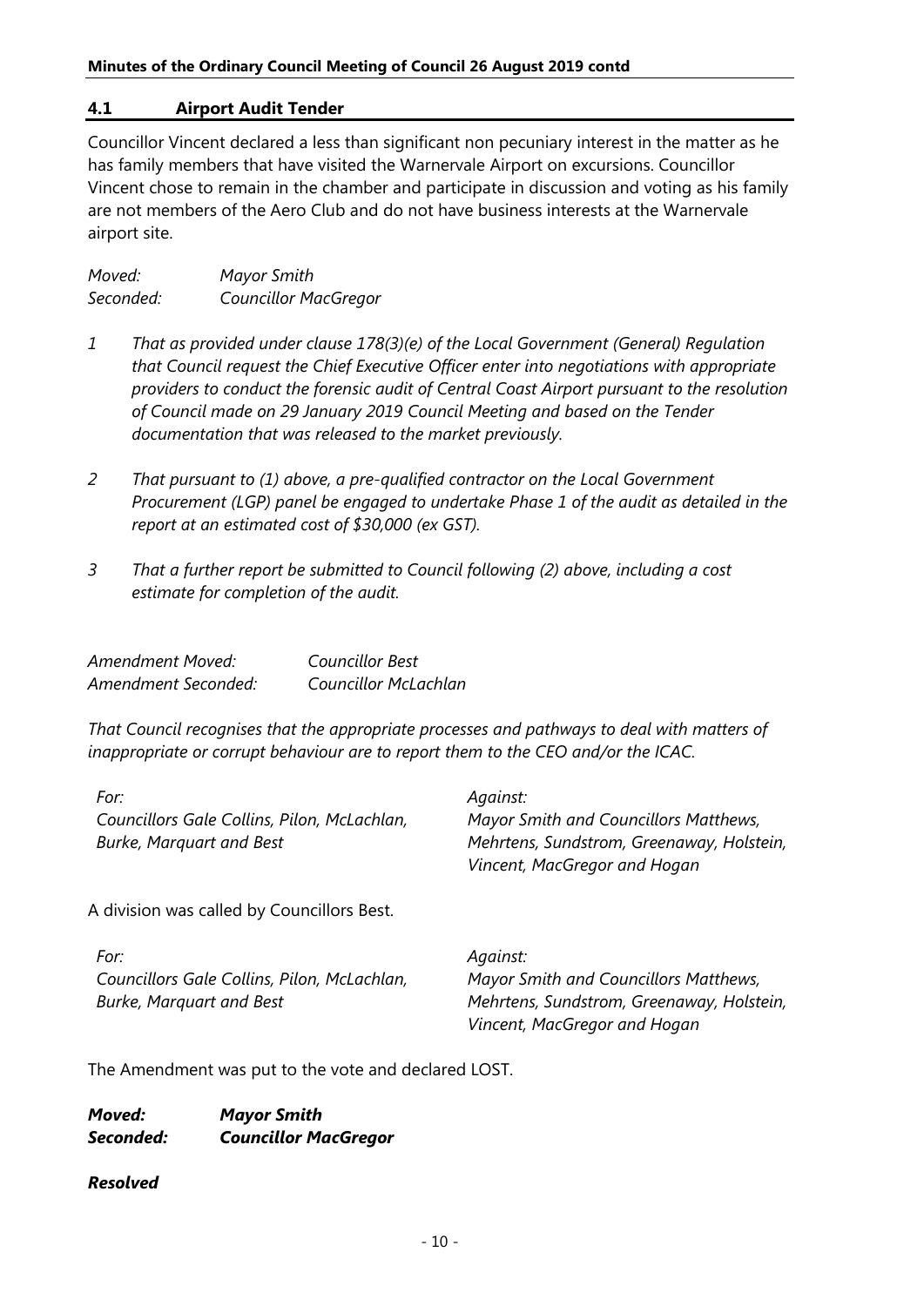## 4.1 Airport Audit Tender

Councillor Vincent declared a less than significant non pecuniary interest in the matter as he has family members that have visited the Warnervale Airport on excursions. Councillor Vincent chose to remain in the chamber and participate in discussion and voting as his family are not members of the Aero Club and do not have business interests at the Warnervale airport site.

*Moved:* *Mayor Smith*
*Seconded:* *Councillor MacGregor*

1. *That as provided under clause 178(3)(e) of the Local Government (General) Regulation that Council request the Chief Executive Officer enter into negotiations with appropriate providers to conduct the forensic audit of Central Coast Airport pursuant to the resolution of Council made on 29 January 2019 Council Meeting and based on the Tender documentation that was released to the market previously.*

2. *That pursuant to (1) above, a pre-qualified contractor on the Local Government Procurement (LGP) panel be engaged to undertake Phase 1 of the audit as detailed in the report at an estimated cost of $30,000 (ex GST).*

3. *That a further report be submitted to Council following (2) above, including a cost estimate for completion of the audit.*

*Amendment Moved:* *Councillor Best*
*Amendment Seconded:* *Councillor McLachlan*

*That Council recognises that the appropriate processes and pathways to deal with matters of inappropriate or corrupt behaviour are to report them to the CEO and/or the ICAC.*

| *For:* | *Against:* |
|---|---|
| *Councillors Gale Collins, Pilon, McLachlan, Burke, Marquart and Best* | *Mayor Smith and Councillors Matthews, Mehrtens, Sundstrom, Greenaway, Holstein, Vincent, MacGregor and Hogan* |

A division was called by Councillors Best.

| *For:* | *Against:* |
|---|---|
| *Councillors Gale Collins, Pilon, McLachlan, Burke, Marquart and Best* | *Mayor Smith and Councillors Matthews, Mehrtens, Sundstrom, Greenaway, Holstein, Vincent, MacGregor and Hogan* |

The Amendment was put to the vote and declared LOST.

***Moved:*** ***Mayor Smith***
***Seconded:*** ***Councillor MacGregor***

***Resolved***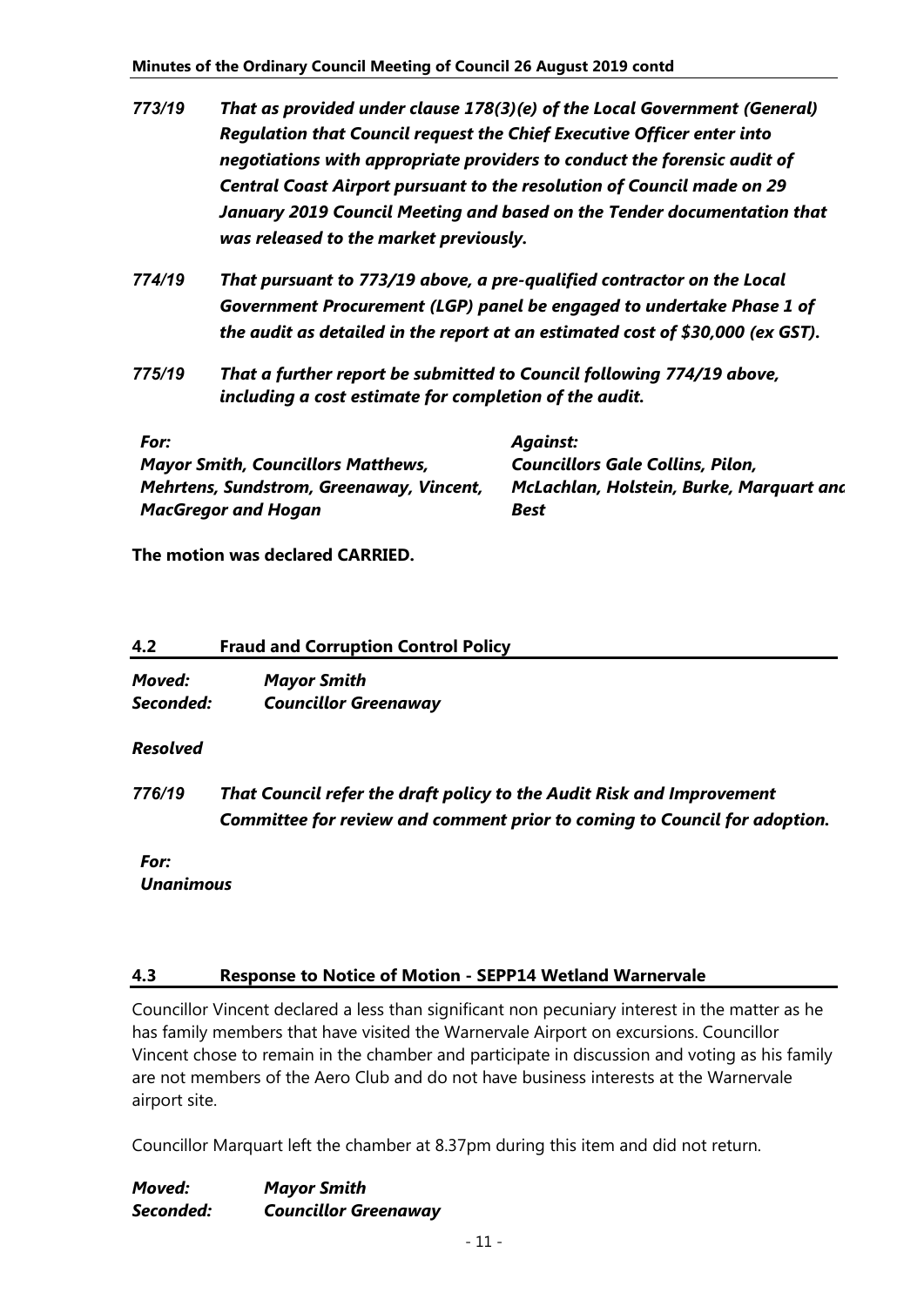*773/19 That as provided under clause 178(3)(e) of the Local Government (General) Regulation that Council request the Chief Executive Officer enter into negotiations with appropriate providers to conduct the forensic audit of Central Coast Airport pursuant to the resolution of Council made on 29 January 2019 Council Meeting and based on the Tender documentation that was released to the market previously.*

*774/19 That pursuant to 773/19 above, a pre-qualified contractor on the Local Government Procurement (LGP) panel be engaged to undertake Phase 1 of the audit as detailed in the report at an estimated cost of $30,000 (ex GST).*

*775/19 That a further report be submitted to Council following 774/19 above, including a cost estimate for completion of the audit.*

| | |
|---|---|
| ***For:*** | ***Against:*** |
| ***Mayor Smith, Councillors Matthews, Mehrtens, Sundstrom, Greenaway, Vincent, MacGregor and Hogan*** | ***Councillors Gale Collins, Pilon, McLachlan, Holstein, Burke, Marquart and Best*** |

**The motion was declared CARRIED.**

## 4.2 Fraud and Corruption Control Policy

***Moved:*** ***Mayor Smith***
***Seconded:*** ***Councillor Greenaway***

***Resolved***

*776/19 That Council refer the draft policy to the Audit Risk and Improvement Committee for review and comment prior to coming to Council for adoption.*

***For:***
***Unanimous***

## 4.3 Response to Notice of Motion - SEPP14 Wetland Warnervale

Councillor Vincent declared a less than significant non pecuniary interest in the matter as he has family members that have visited the Warnervale Airport on excursions. Councillor Vincent chose to remain in the chamber and participate in discussion and voting as his family are not members of the Aero Club and do not have business interests at the Warnervale airport site.

Councillor Marquart left the chamber at 8.37pm during this item and did not return.

***Moved:*** ***Mayor Smith***
***Seconded:*** ***Councillor Greenaway***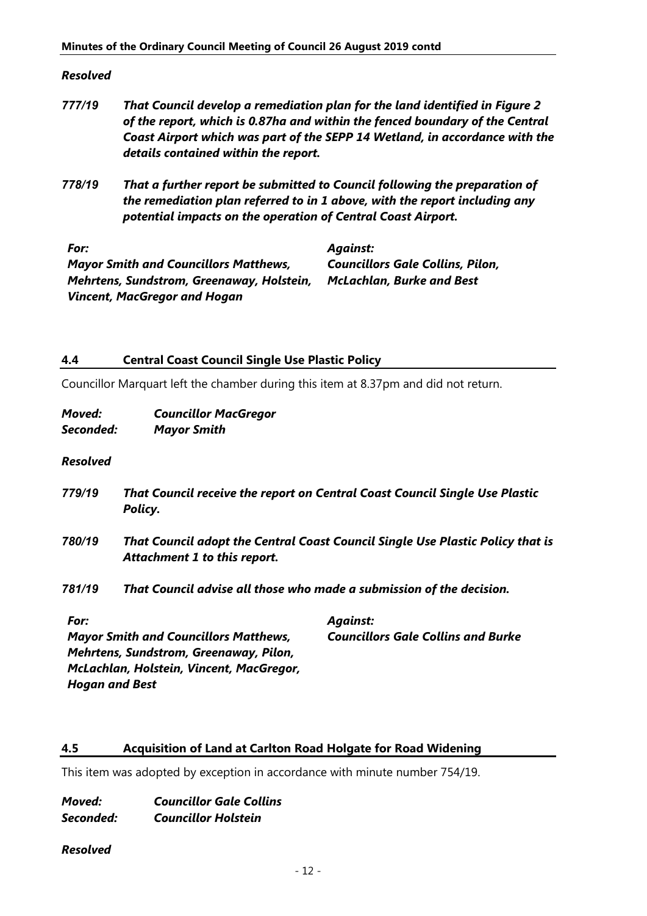***Resolved***

***777/19*** ***That Council develop a remediation plan for the land identified in Figure 2 of the report, which is 0.87ha and within the fenced boundary of the Central Coast Airport which was part of the SEPP 14 Wetland, in accordance with the details contained within the report.***

***778/19*** ***That a further report be submitted to Council following the preparation of the remediation plan referred to in 1 above, with the report including any potential impacts on the operation of Central Coast Airport.***

| ***For:*** | ***Against:*** |
|---|---|
| ***Mayor Smith and Councillors Matthews, Mehrtens, Sundstrom, Greenaway, Holstein, Vincent, MacGregor and Hogan*** | ***Councillors Gale Collins, Pilon, McLachlan, Burke and Best*** |

## 4.4 Central Coast Council Single Use Plastic Policy

Councillor Marquart left the chamber during this item at 8.37pm and did not return.

***Moved:*** ***Councillor MacGregor***
***Seconded:*** ***Mayor Smith***

***Resolved***

***779/19*** ***That Council receive the report on Central Coast Council Single Use Plastic Policy.***

***780/19*** ***That Council adopt the Central Coast Council Single Use Plastic Policy that is Attachment 1 to this report.***

***781/19*** ***That Council advise all those who made a submission of the decision.***

| ***For:*** | ***Against:*** |
|---|---|
| ***Mayor Smith and Councillors Matthews, Mehrtens, Sundstrom, Greenaway, Pilon, McLachlan, Holstein, Vincent, MacGregor, Hogan and Best*** | ***Councillors Gale Collins and Burke*** |

## 4.5 Acquisition of Land at Carlton Road Holgate for Road Widening

This item was adopted by exception in accordance with minute number 754/19.

***Moved:*** ***Councillor Gale Collins***
***Seconded:*** ***Councillor Holstein***

***Resolved***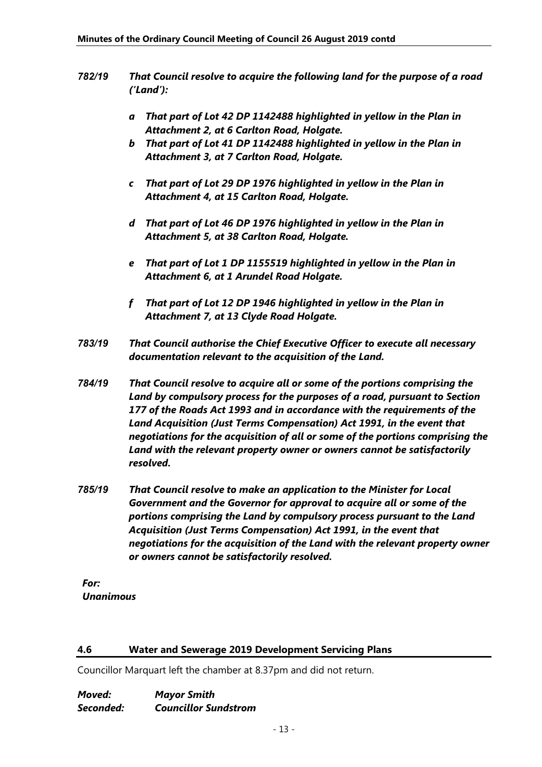*782/19* ***That Council resolve to acquire the following land for the purpose of a road ('Land'):***

> ***a*** ***That part of Lot 42 DP 1142488 highlighted in yellow in the Plan in Attachment 2, at 6 Carlton Road, Holgate.***
>
> ***b*** ***That part of Lot 41 DP 1142488 highlighted in yellow in the Plan in Attachment 3, at 7 Carlton Road, Holgate.***
>
> ***c*** ***That part of Lot 29 DP 1976 highlighted in yellow in the Plan in Attachment 4, at 15 Carlton Road, Holgate.***
>
> ***d*** ***That part of Lot 46 DP 1976 highlighted in yellow in the Plan in Attachment 5, at 38 Carlton Road, Holgate.***
>
> ***e*** ***That part of Lot 1 DP 1155519 highlighted in yellow in the Plan in Attachment 6, at 1 Arundel Road Holgate.***
>
> ***f*** ***That part of Lot 12 DP 1946 highlighted in yellow in the Plan in Attachment 7, at 13 Clyde Road Holgate.***

*783/19* ***That Council authorise the Chief Executive Officer to execute all necessary documentation relevant to the acquisition of the Land.***

*784/19* ***That Council resolve to acquire all or some of the portions comprising the Land by compulsory process for the purposes of a road, pursuant to Section 177 of the Roads Act 1993 and in accordance with the requirements of the Land Acquisition (Just Terms Compensation) Act 1991, in the event that negotiations for the acquisition of all or some of the portions comprising the Land with the relevant property owner or owners cannot be satisfactorily resolved.***

*785/19* ***That Council resolve to make an application to the Minister for Local Government and the Governor for approval to acquire all or some of the portions comprising the Land by compulsory process pursuant to the Land Acquisition (Just Terms Compensation) Act 1991, in the event that negotiations for the acquisition of the Land with the relevant property owner or owners cannot be satisfactorily resolved.***

***For:***
***Unanimous***

## 4.6 Water and Sewerage 2019 Development Servicing Plans

Councillor Marquart left the chamber at 8.37pm and did not return.

***Moved:*** ***Mayor Smith***
***Seconded:*** ***Councillor Sundstrom***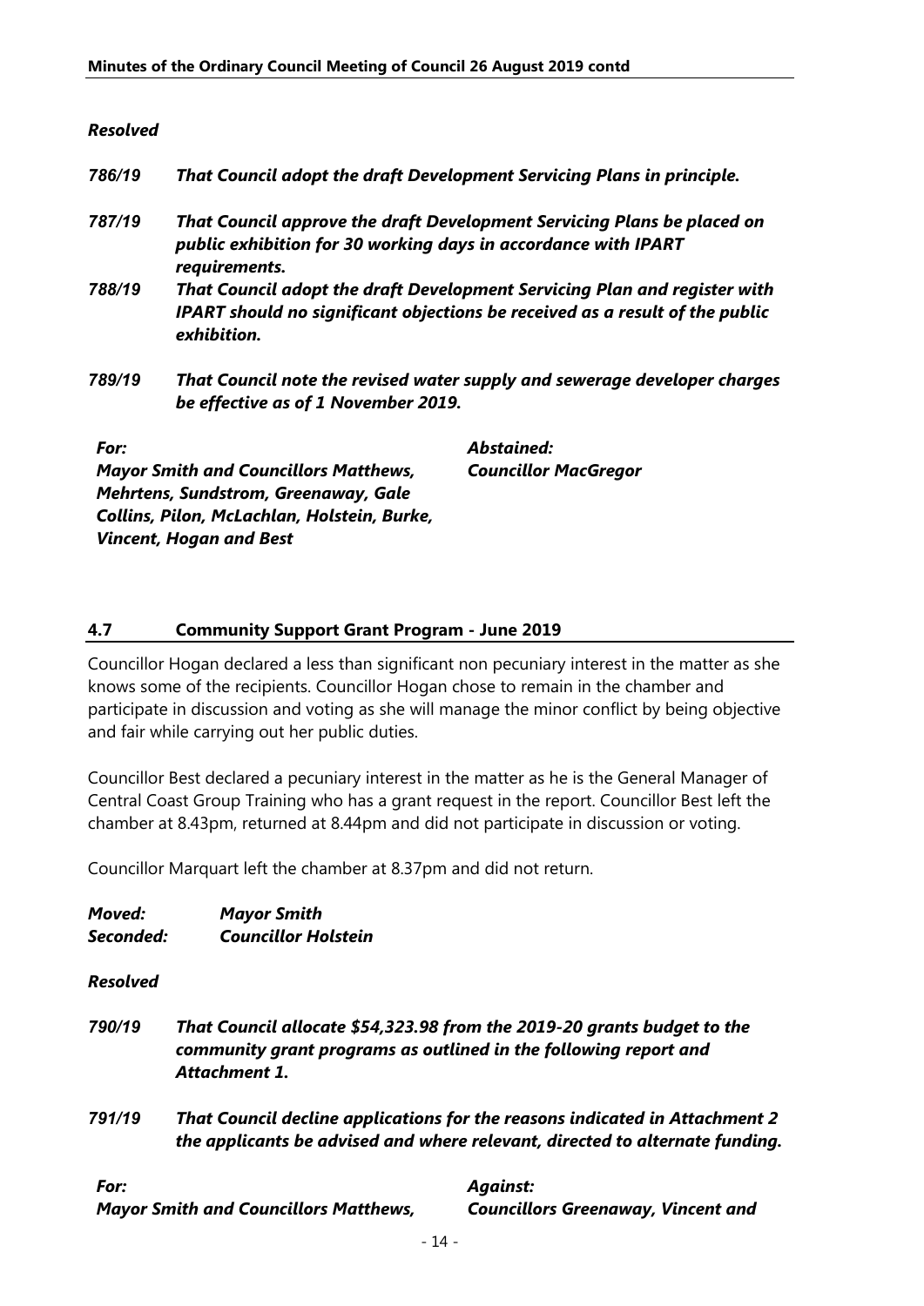***Resolved***

***786/19*** ***That Council adopt the draft Development Servicing Plans in principle.***

***787/19*** ***That Council approve the draft Development Servicing Plans be placed on public exhibition for 30 working days in accordance with IPART requirements.***

***788/19*** ***That Council adopt the draft Development Servicing Plan and register with IPART should no significant objections be received as a result of the public exhibition.***

***789/19*** ***That Council note the revised water supply and sewerage developer charges be effective as of 1 November 2019.***

| | |
|---|---|
| ***For:*** | ***Abstained:*** |
| ***Mayor Smith and Councillors Matthews, Mehrtens, Sundstrom, Greenaway, Gale Collins, Pilon, McLachlan, Holstein, Burke, Vincent, Hogan and Best*** | ***Councillor MacGregor*** |

## 4.7 Community Support Grant Program - June 2019

Councillor Hogan declared a less than significant non pecuniary interest in the matter as she knows some of the recipients. Councillor Hogan chose to remain in the chamber and participate in discussion and voting as she will manage the minor conflict by being objective and fair while carrying out her public duties.

Councillor Best declared a pecuniary interest in the matter as he is the General Manager of Central Coast Group Training who has a grant request in the report. Councillor Best left the chamber at 8.43pm, returned at 8.44pm and did not participate in discussion or voting.

Councillor Marquart left the chamber at 8.37pm and did not return.

***Moved:*** ***Mayor Smith***
***Seconded:*** ***Councillor Holstein***

***Resolved***

***790/19*** ***That Council allocate $54,323.98 from the 2019-20 grants budget to the community grant programs as outlined in the following report and Attachment 1.***

***791/19*** ***That Council decline applications for the reasons indicated in Attachment 2 the applicants be advised and where relevant, directed to alternate funding.***

| | |
|---|---|
| ***For:*** | ***Against:*** |
| ***Mayor Smith and Councillors Matthews,*** | ***Councillors Greenaway, Vincent and*** |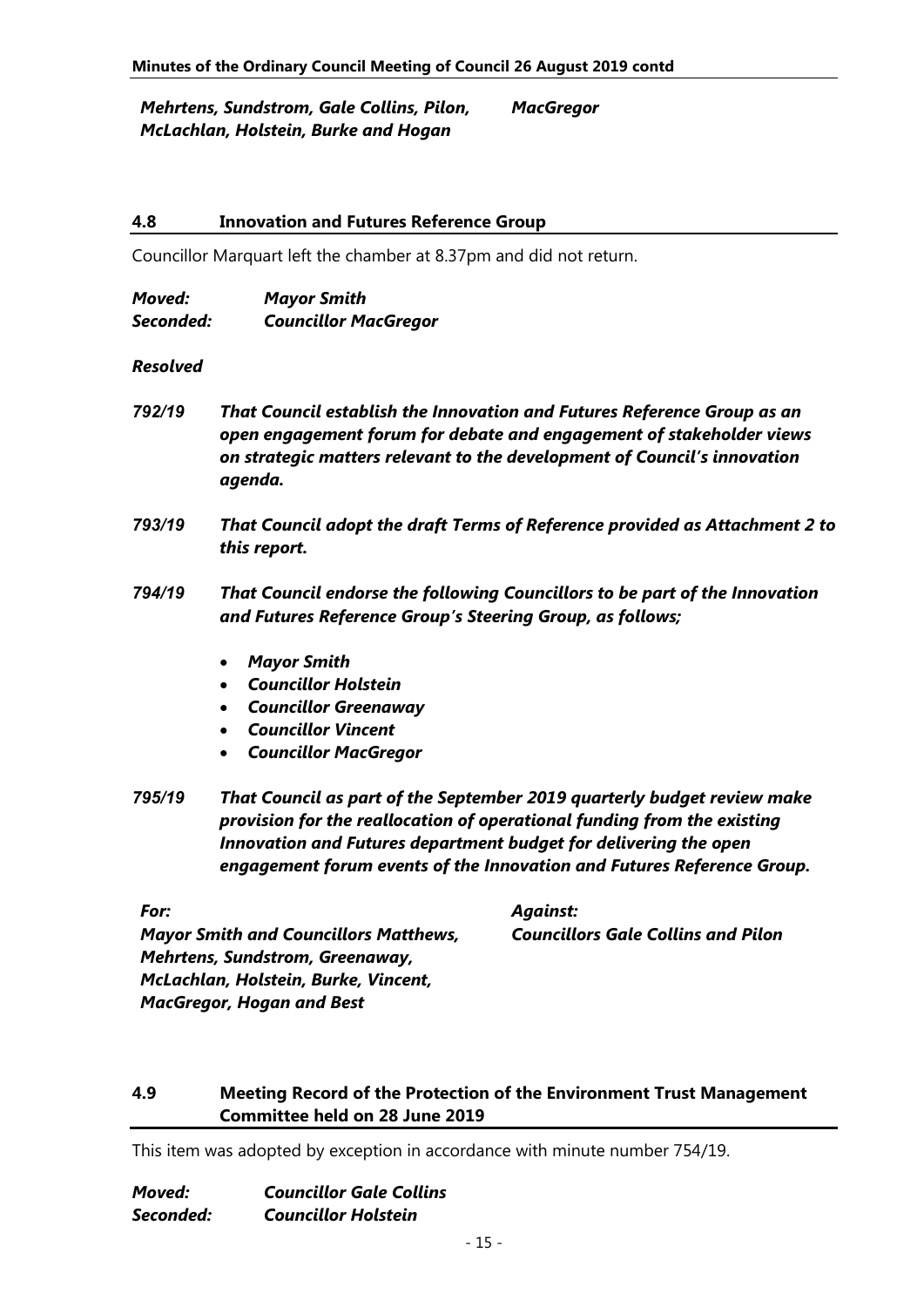*Mehrtens, Sundstrom, Gale Collins, Pilon, McLachlan, Holstein, Burke and Hogan*

*MacGregor*

## 4.8 Innovation and Futures Reference Group

Councillor Marquart left the chamber at 8.37pm and did not return.

***Moved:*** ***Mayor Smith***
***Seconded:*** ***Councillor MacGregor***

***Resolved***

***792/19*** ***That Council establish the Innovation and Futures Reference Group as an open engagement forum for debate and engagement of stakeholder views on strategic matters relevant to the development of Council's innovation agenda.***

***793/19*** ***That Council adopt the draft Terms of Reference provided as Attachment 2 to this report.***

***794/19*** ***That Council endorse the following Councillors to be part of the Innovation and Futures Reference Group's Steering Group, as follows;***

- ***Mayor Smith***
- ***Councillor Holstein***
- ***Councillor Greenaway***
- ***Councillor Vincent***
- ***Councillor MacGregor***

***795/19*** ***That Council as part of the September 2019 quarterly budget review make provision for the reallocation of operational funding from the existing Innovation and Futures department budget for delivering the open engagement forum events of the Innovation and Futures Reference Group.***

***For:***
***Mayor Smith and Councillors Matthews, Mehrtens, Sundstrom, Greenaway, McLachlan, Holstein, Burke, Vincent, MacGregor, Hogan and Best***

***Against:***
***Councillors Gale Collins and Pilon***

## 4.9 Meeting Record of the Protection of the Environment Trust Management Committee held on 28 June 2019

This item was adopted by exception in accordance with minute number 754/19.

***Moved:*** ***Councillor Gale Collins***
***Seconded:*** ***Councillor Holstein***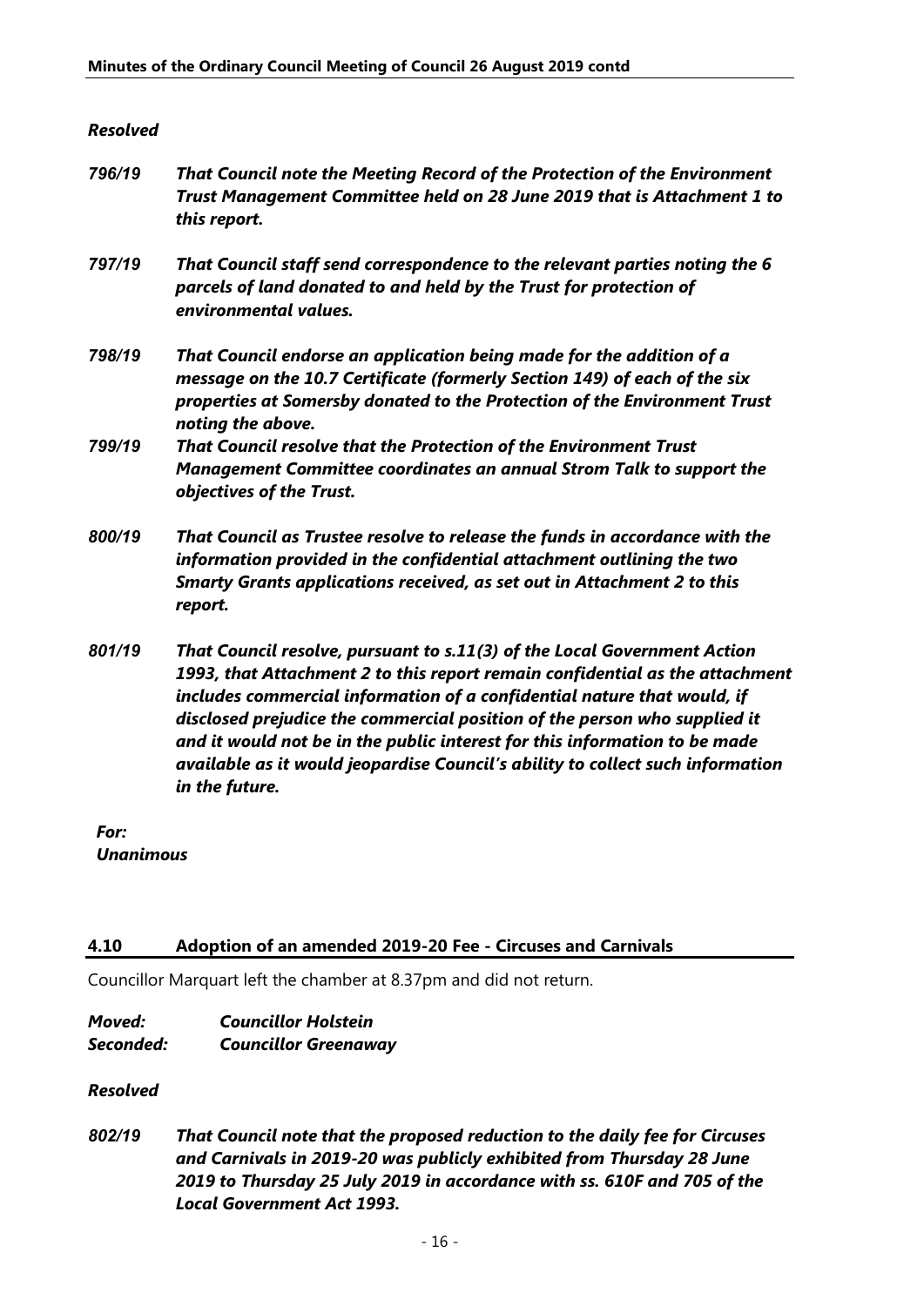***Resolved***

***796/19*** ***That Council note the Meeting Record of the Protection of the Environment Trust Management Committee held on 28 June 2019 that is Attachment 1 to this report.***

***797/19*** ***That Council staff send correspondence to the relevant parties noting the 6 parcels of land donated to and held by the Trust for protection of environmental values.***

***798/19*** ***That Council endorse an application being made for the addition of a message on the 10.7 Certificate (formerly Section 149) of each of the six properties at Somersby donated to the Protection of the Environment Trust noting the above.***

***799/19*** ***That Council resolve that the Protection of the Environment Trust Management Committee coordinates an annual Strom Talk to support the objectives of the Trust.***

***800/19*** ***That Council as Trustee resolve to release the funds in accordance with the information provided in the confidential attachment outlining the two Smarty Grants applications received, as set out in Attachment 2 to this report.***

***801/19*** ***That Council resolve, pursuant to s.11(3) of the Local Government Action 1993, that Attachment 2 to this report remain confidential as the attachment includes commercial information of a confidential nature that would, if disclosed prejudice the commercial position of the person who supplied it and it would not be in the public interest for this information to be made available as it would jeopardise Council's ability to collect such information in the future.***

***For:***
***Unanimous***

## 4.10 Adoption of an amended 2019-20 Fee - Circuses and Carnivals

Councillor Marquart left the chamber at 8.37pm and did not return.

***Moved:*** ***Councillor Holstein***
***Seconded:*** ***Councillor Greenaway***

***Resolved***

***802/19*** ***That Council note that the proposed reduction to the daily fee for Circuses and Carnivals in 2019-20 was publicly exhibited from Thursday 28 June 2019 to Thursday 25 July 2019 in accordance with ss. 610F and 705 of the Local Government Act 1993.***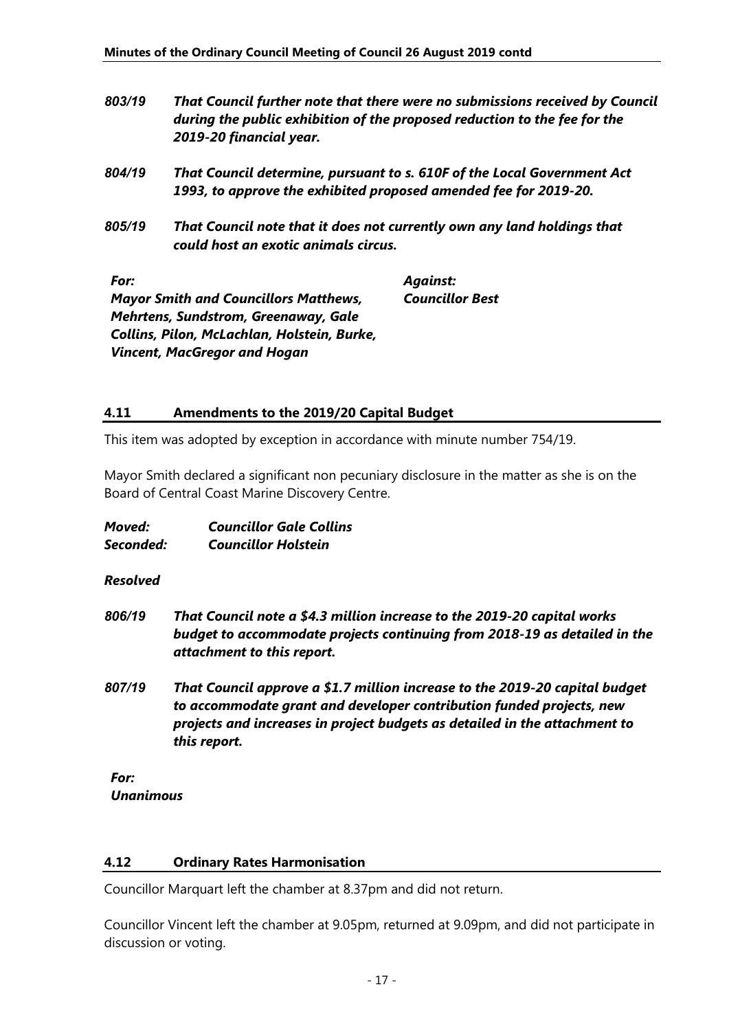*803/19 That Council further note that there were no submissions received by Council during the public exhibition of the proposed reduction to the fee for the 2019-20 financial year.*

*804/19 That Council determine, pursuant to s. 610F of the Local Government Act 1993, to approve the exhibited proposed amended fee for 2019-20.*

*805/19 That Council note that it does not currently own any land holdings that could host an exotic animals circus.*

| For: | Against: |
|---|---|
| *Mayor Smith and Councillors Matthews, Mehrtens, Sundstrom, Greenaway, Gale Collins, Pilon, McLachlan, Holstein, Burke, Vincent, MacGregor and Hogan* | *Councillor Best* |

## 4.11 Amendments to the 2019/20 Capital Budget

This item was adopted by exception in accordance with minute number 754/19.

Mayor Smith declared a significant non pecuniary disclosure in the matter as she is on the Board of Central Coast Marine Discovery Centre.

***Moved:*** ***Councillor Gale Collins***
***Seconded:*** ***Councillor Holstein***

***Resolved***

*806/19 That Council note a $4.3 million increase to the 2019-20 capital works budget to accommodate projects continuing from 2018-19 as detailed in the attachment to this report.*

*807/19 That Council approve a $1.7 million increase to the 2019-20 capital budget to accommodate grant and developer contribution funded projects, new projects and increases in project budgets as detailed in the attachment to this report.*

***For:***
***Unanimous***

## 4.12 Ordinary Rates Harmonisation

Councillor Marquart left the chamber at 8.37pm and did not return.

Councillor Vincent left the chamber at 9.05pm, returned at 9.09pm, and did not participate in discussion or voting.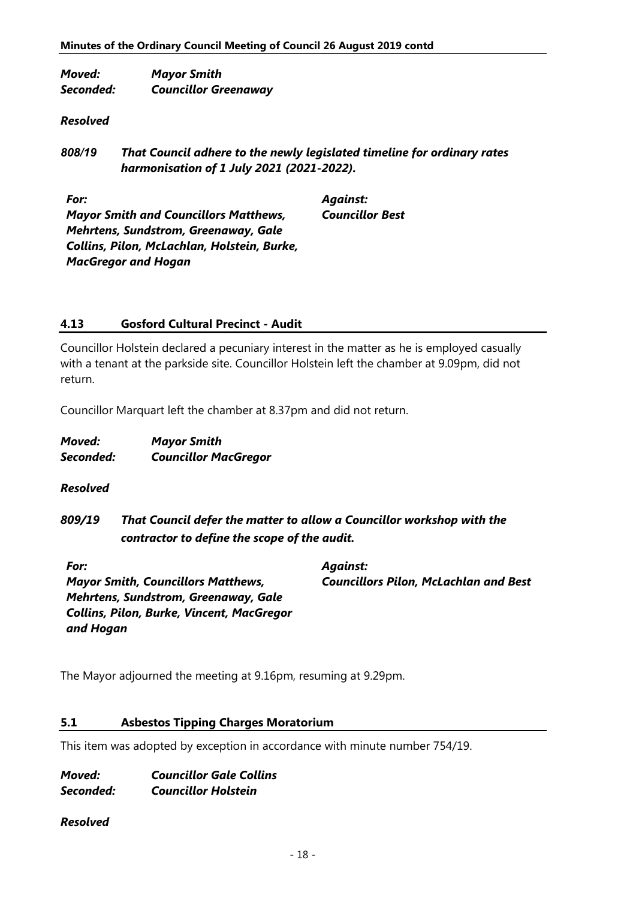*Moved:* ***Mayor Smith***
*Seconded:* ***Councillor Greenaway***

***Resolved***

***808/19 That Council adhere to the newly legislated timeline for ordinary rates harmonisation of 1 July 2021 (2021-2022).***

| *For:* | *Against:* |
| --- | --- |
| ***Mayor Smith and Councillors Matthews, Mehrtens, Sundstrom, Greenaway, Gale Collins, Pilon, McLachlan, Holstein, Burke, MacGregor and Hogan*** | ***Councillor Best*** |

## 4.13 Gosford Cultural Precinct - Audit

Councillor Holstein declared a pecuniary interest in the matter as he is employed casually with a tenant at the parkside site. Councillor Holstein left the chamber at 9.09pm, did not return.

Councillor Marquart left the chamber at 8.37pm and did not return.

*Moved:* ***Mayor Smith***
*Seconded:* ***Councillor MacGregor***

***Resolved***

***809/19 That Council defer the matter to allow a Councillor workshop with the contractor to define the scope of the audit.***

| *For:* | *Against:* |
| --- | --- |
| ***Mayor Smith, Councillors Matthews, Mehrtens, Sundstrom, Greenaway, Gale Collins, Pilon, Burke, Vincent, MacGregor and Hogan*** | ***Councillors Pilon, McLachlan and Best*** |

The Mayor adjourned the meeting at 9.16pm, resuming at 9.29pm.

## 5.1 Asbestos Tipping Charges Moratorium

This item was adopted by exception in accordance with minute number 754/19.

*Moved:* ***Councillor Gale Collins***
*Seconded:* ***Councillor Holstein***

***Resolved***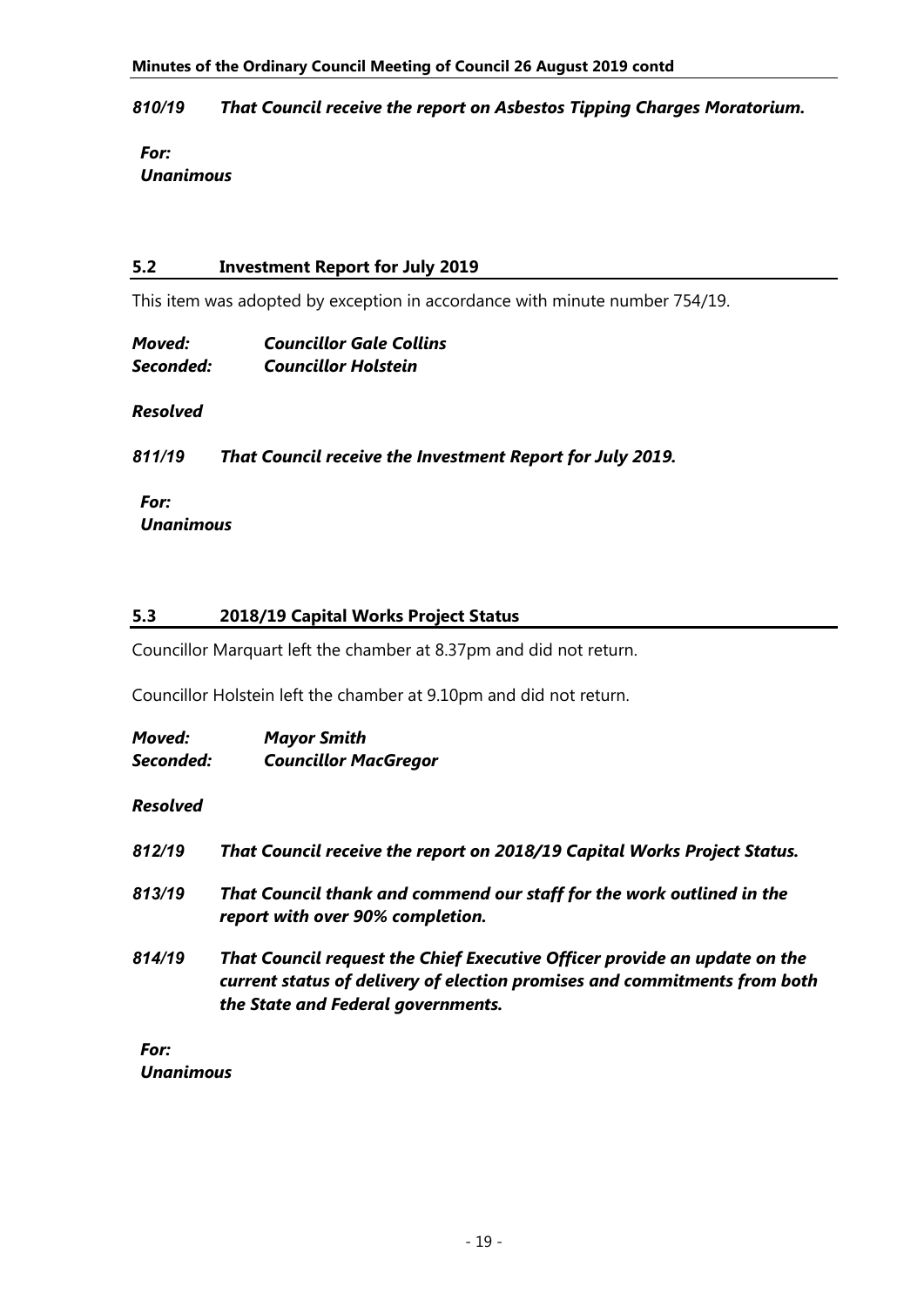*810/19 That Council receive the report on Asbestos Tipping Charges Moratorium.*

*For:*
*Unanimous*

## 5.2 Investment Report for July 2019

This item was adopted by exception in accordance with minute number 754/19.

*Moved:* *Councillor Gale Collins*
*Seconded:* *Councillor Holstein*

*Resolved*

*811/19 That Council receive the Investment Report for July 2019.*

*For:*
*Unanimous*

## 5.3 2018/19 Capital Works Project Status

Councillor Marquart left the chamber at 8.37pm and did not return.

Councillor Holstein left the chamber at 9.10pm and did not return.

*Moved:* *Mayor Smith*
*Seconded:* *Councillor MacGregor*

*Resolved*

*812/19 That Council receive the report on 2018/19 Capital Works Project Status.*

*813/19 That Council thank and commend our staff for the work outlined in the report with over 90% completion.*

*814/19 That Council request the Chief Executive Officer provide an update on the current status of delivery of election promises and commitments from both the State and Federal governments.*

*For:*
*Unanimous*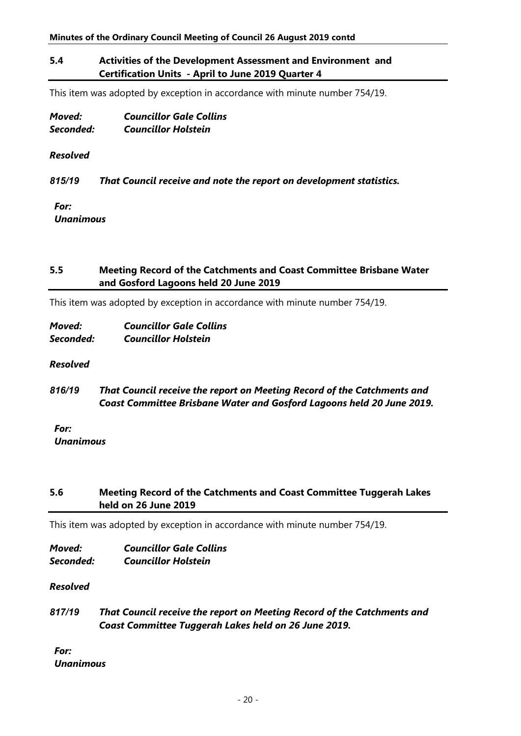## 5.4 Activities of the Development Assessment and Environment and Certification Units - April to June 2019 Quarter 4

This item was adopted by exception in accordance with minute number 754/19.

***Moved:*** ***Councillor Gale Collins***
***Seconded:*** ***Councillor Holstein***

***Resolved***

***815/19*** ***That Council receive and note the report on development statistics.***

***For:***
***Unanimous***

## 5.5 Meeting Record of the Catchments and Coast Committee Brisbane Water and Gosford Lagoons held 20 June 2019

This item was adopted by exception in accordance with minute number 754/19.

***Moved:*** ***Councillor Gale Collins***
***Seconded:*** ***Councillor Holstein***

***Resolved***

***816/19*** ***That Council receive the report on Meeting Record of the Catchments and Coast Committee Brisbane Water and Gosford Lagoons held 20 June 2019.***

***For:***
***Unanimous***

## 5.6 Meeting Record of the Catchments and Coast Committee Tuggerah Lakes held on 26 June 2019

This item was adopted by exception in accordance with minute number 754/19.

***Moved:*** ***Councillor Gale Collins***
***Seconded:*** ***Councillor Holstein***

***Resolved***

***817/19*** ***That Council receive the report on Meeting Record of the Catchments and Coast Committee Tuggerah Lakes held on 26 June 2019.***

***For:***
***Unanimous***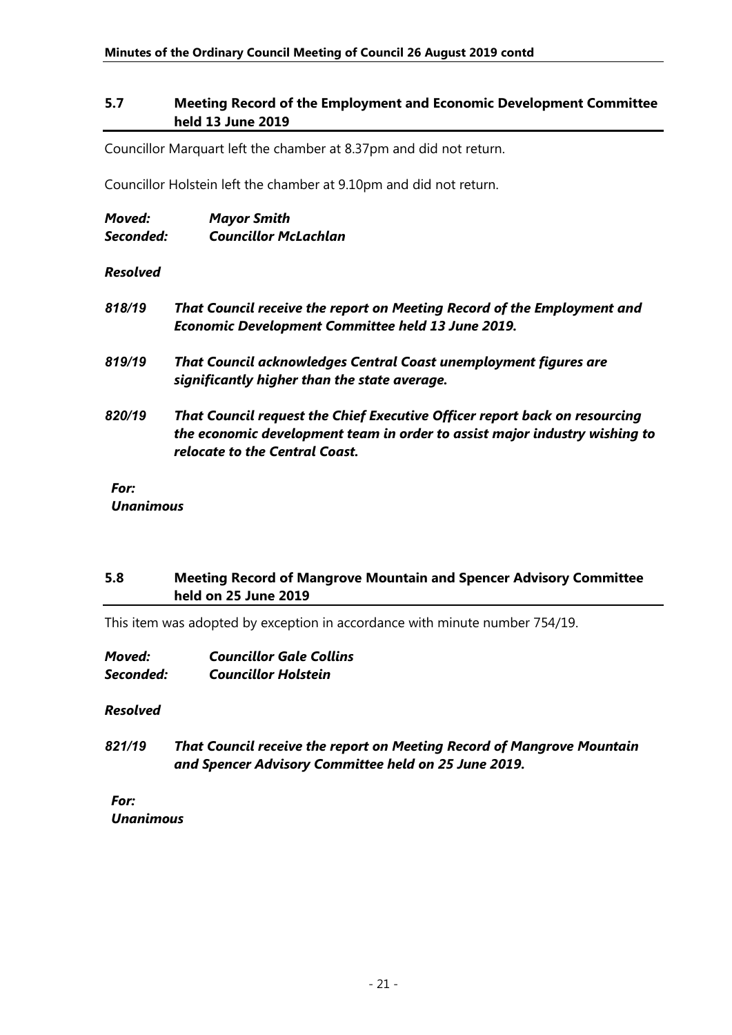## 5.7 Meeting Record of the Employment and Economic Development Committee held 13 June 2019

Councillor Marquart left the chamber at 8.37pm and did not return.

Councillor Holstein left the chamber at 9.10pm and did not return.

***Moved:*** ***Mayor Smith***
***Seconded:*** ***Councillor McLachlan***

***Resolved***

***818/19*** ***That Council receive the report on Meeting Record of the Employment and Economic Development Committee held 13 June 2019.***

***819/19*** ***That Council acknowledges Central Coast unemployment figures are significantly higher than the state average.***

***820/19*** ***That Council request the Chief Executive Officer report back on resourcing the economic development team in order to assist major industry wishing to relocate to the Central Coast.***

***For:***
***Unanimous***

## 5.8 Meeting Record of Mangrove Mountain and Spencer Advisory Committee held on 25 June 2019

This item was adopted by exception in accordance with minute number 754/19.

***Moved:*** ***Councillor Gale Collins***
***Seconded:*** ***Councillor Holstein***

***Resolved***

***821/19*** ***That Council receive the report on Meeting Record of Mangrove Mountain and Spencer Advisory Committee held on 25 June 2019.***

***For:***
***Unanimous***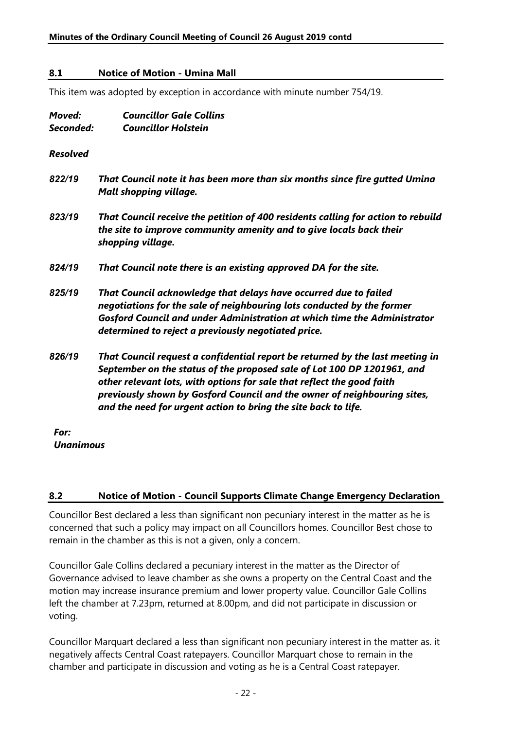## 8.1 Notice of Motion - Umina Mall

This item was adopted by exception in accordance with minute number 754/19.

***Moved:*** ***Councillor Gale Collins***
***Seconded:*** ***Councillor Holstein***

***Resolved***

***822/19*** ***That Council note it has been more than six months since fire gutted Umina Mall shopping village.***

***823/19*** ***That Council receive the petition of 400 residents calling for action to rebuild the site to improve community amenity and to give locals back their shopping village.***

***824/19*** ***That Council note there is an existing approved DA for the site.***

***825/19*** ***That Council acknowledge that delays have occurred due to failed negotiations for the sale of neighbouring lots conducted by the former Gosford Council and under Administration at which time the Administrator determined to reject a previously negotiated price.***

***826/19*** ***That Council request a confidential report be returned by the last meeting in September on the status of the proposed sale of Lot 100 DP 1201961, and other relevant lots, with options for sale that reflect the good faith previously shown by Gosford Council and the owner of neighbouring sites, and the need for urgent action to bring the site back to life.***

***For:***
***Unanimous***

## 8.2 Notice of Motion - Council Supports Climate Change Emergency Declaration

Councillor Best declared a less than significant non pecuniary interest in the matter as he is concerned that such a policy may impact on all Councillors homes. Councillor Best chose to remain in the chamber as this is not a given, only a concern.

Councillor Gale Collins declared a pecuniary interest in the matter as the Director of Governance advised to leave chamber as she owns a property on the Central Coast and the motion may increase insurance premium and lower property value. Councillor Gale Collins left the chamber at 7.23pm, returned at 8.00pm, and did not participate in discussion or voting.

Councillor Marquart declared a less than significant non pecuniary interest in the matter as. it negatively affects Central Coast ratepayers. Councillor Marquart chose to remain in the chamber and participate in discussion and voting as he is a Central Coast ratepayer.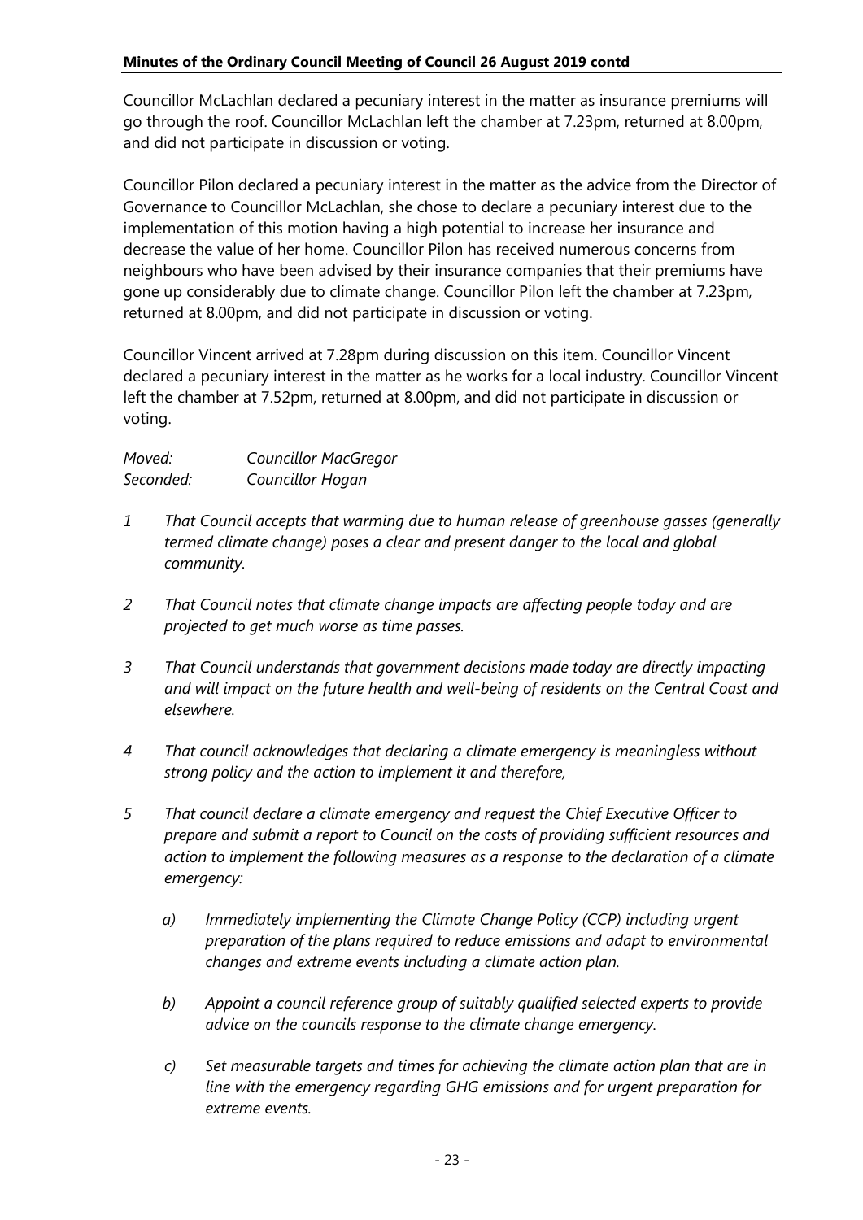Councillor McLachlan declared a pecuniary interest in the matter as insurance premiums will go through the roof. Councillor McLachlan left the chamber at 7.23pm, returned at 8.00pm, and did not participate in discussion or voting.

Councillor Pilon declared a pecuniary interest in the matter as the advice from the Director of Governance to Councillor McLachlan, she chose to declare a pecuniary interest due to the implementation of this motion having a high potential to increase her insurance and decrease the value of her home. Councillor Pilon has received numerous concerns from neighbours who have been advised by their insurance companies that their premiums have gone up considerably due to climate change. Councillor Pilon left the chamber at 7.23pm, returned at 8.00pm, and did not participate in discussion or voting.

Councillor Vincent arrived at 7.28pm during discussion on this item. Councillor Vincent declared a pecuniary interest in the matter as he works for a local industry. Councillor Vincent left the chamber at 7.52pm, returned at 8.00pm, and did not participate in discussion or voting.

*Moved:* *Councillor MacGregor*
*Seconded:* *Councillor Hogan*

1. *That Council accepts that warming due to human release of greenhouse gasses (generally termed climate change) poses a clear and present danger to the local and global community.*

2. *That Council notes that climate change impacts are affecting people today and are projected to get much worse as time passes.*

3. *That Council understands that government decisions made today are directly impacting and will impact on the future health and well-being of residents on the Central Coast and elsewhere.*

4. *That council acknowledges that declaring a climate emergency is meaningless without strong policy and the action to implement it and therefore,*

5. *That council declare a climate emergency and request the Chief Executive Officer to prepare and submit a report to Council on the costs of providing sufficient resources and action to implement the following measures as a response to the declaration of a climate emergency:*

   a) *Immediately implementing the Climate Change Policy (CCP) including urgent preparation of the plans required to reduce emissions and adapt to environmental changes and extreme events including a climate action plan.*

   b) *Appoint a council reference group of suitably qualified selected experts to provide advice on the councils response to the climate change emergency.*

   c) *Set measurable targets and times for achieving the climate action plan that are in line with the emergency regarding GHG emissions and for urgent preparation for extreme events.*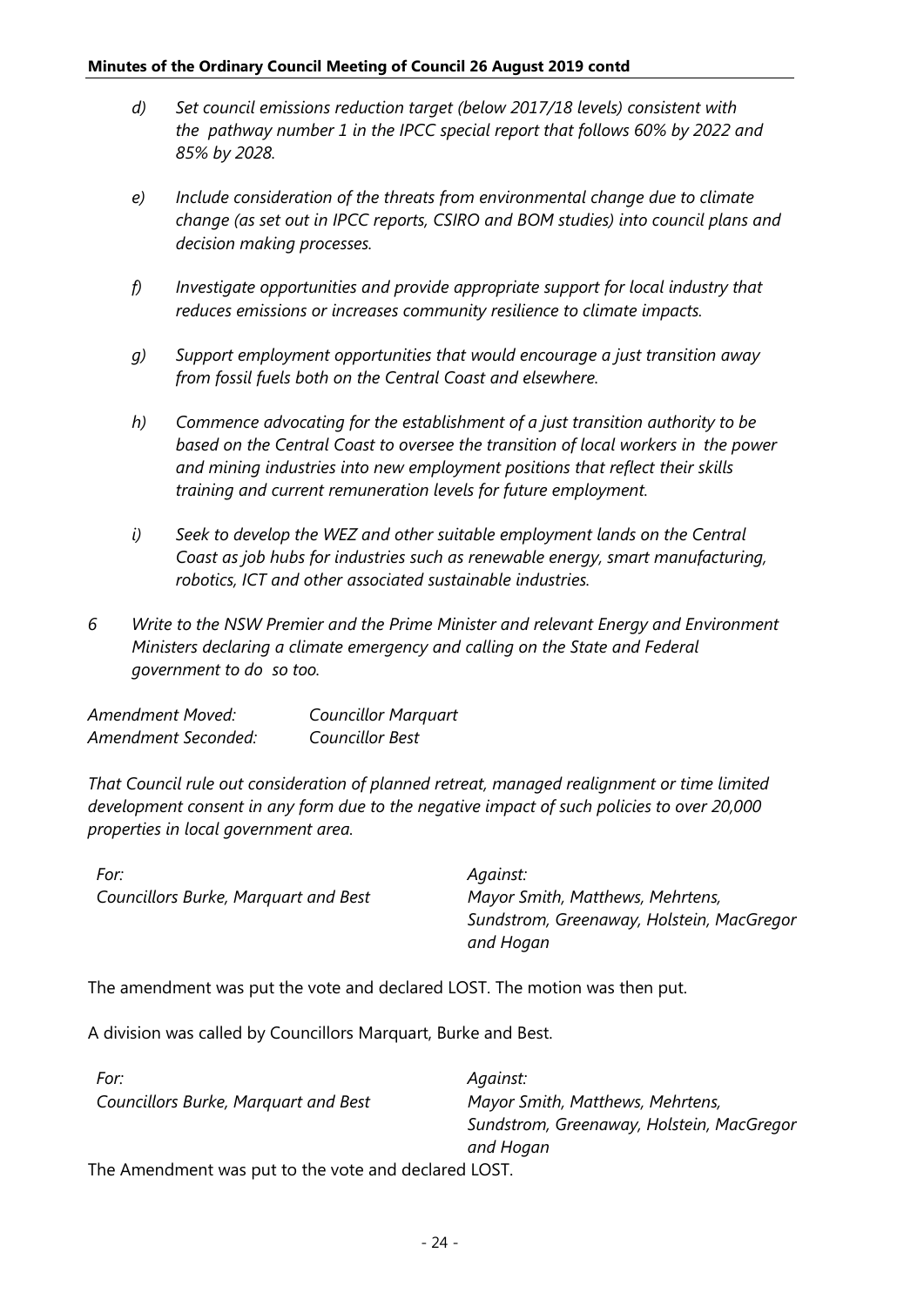*d) Set council emissions reduction target (below 2017/18 levels) consistent with the pathway number 1 in the IPCC special report that follows 60% by 2022 and 85% by 2028.*

*e) Include consideration of the threats from environmental change due to climate change (as set out in IPCC reports, CSIRO and BOM studies) into council plans and decision making processes.*

*f) Investigate opportunities and provide appropriate support for local industry that reduces emissions or increases community resilience to climate impacts.*

*g) Support employment opportunities that would encourage a just transition away from fossil fuels both on the Central Coast and elsewhere.*

*h) Commence advocating for the establishment of a just transition authority to be based on the Central Coast to oversee the transition of local workers in the power and mining industries into new employment positions that reflect their skills training and current remuneration levels for future employment.*

*i) Seek to develop the WEZ and other suitable employment lands on the Central Coast as job hubs for industries such as renewable energy, smart manufacturing, robotics, ICT and other associated sustainable industries.*

*6 Write to the NSW Premier and the Prime Minister and relevant Energy and Environment Ministers declaring a climate emergency and calling on the State and Federal government to do so too.*

| | |
|---|---|
| *Amendment Moved:* | *Councillor Marquart* |
| *Amendment Seconded:* | *Councillor Best* |

*That Council rule out consideration of planned retreat, managed realignment or time limited development consent in any form due to the negative impact of such policies to over 20,000 properties in local government area.*

| *For:* | *Against:* |
|---|---|
| *Councillors Burke, Marquart and Best* | *Mayor Smith, Matthews, Mehrtens, Sundstrom, Greenaway, Holstein, MacGregor and Hogan* |

The amendment was put the vote and declared LOST. The motion was then put.

A division was called by Councillors Marquart, Burke and Best.

| *For:* | *Against:* |
|---|---|
| *Councillors Burke, Marquart and Best* | *Mayor Smith, Matthews, Mehrtens, Sundstrom, Greenaway, Holstein, MacGregor and Hogan* |

The Amendment was put to the vote and declared LOST.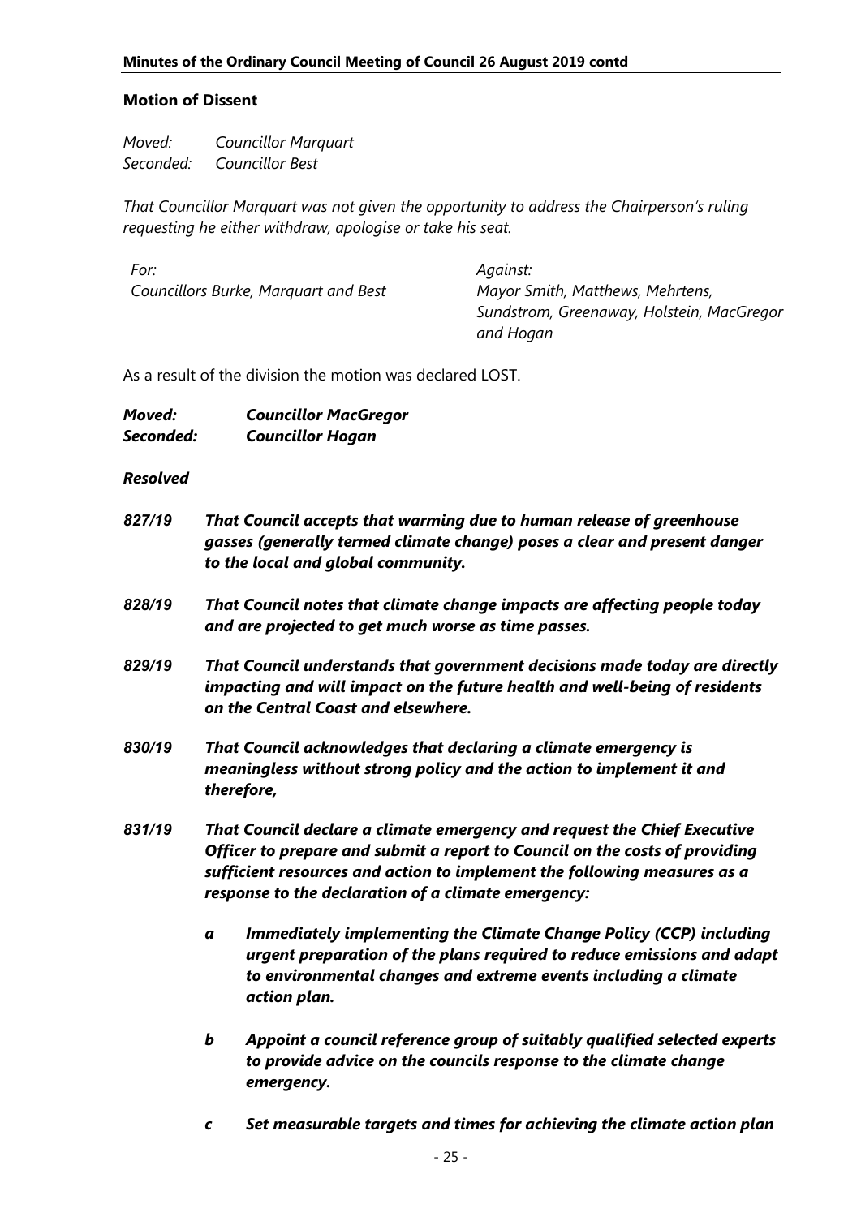### Motion of Dissent

*Moved:* *Councillor Marquart*
*Seconded:* *Councillor Best*

*That Councillor Marquart was not given the opportunity to address the Chairperson's ruling requesting he either withdraw, apologise or take his seat.*

| | |
|---|---|
| *For:* | *Against:* |
| *Councillors Burke, Marquart and Best* | *Mayor Smith, Matthews, Mehrtens, Sundstrom, Greenaway, Holstein, MacGregor and Hogan* |

As a result of the division the motion was declared LOST.

***Moved:*** ***Councillor MacGregor***
***Seconded:*** ***Councillor Hogan***

***Resolved***

***827/19*** ***That Council accepts that warming due to human release of greenhouse gasses (generally termed climate change) poses a clear and present danger to the local and global community.***

***828/19*** ***That Council notes that climate change impacts are affecting people today and are projected to get much worse as time passes.***

***829/19*** ***That Council understands that government decisions made today are directly impacting and will impact on the future health and well-being of residents on the Central Coast and elsewhere.***

***830/19*** ***That Council acknowledges that declaring a climate emergency is meaningless without strong policy and the action to implement it and therefore,***

***831/19*** ***That Council declare a climate emergency and request the Chief Executive Officer to prepare and submit a report to Council on the costs of providing sufficient resources and action to implement the following measures as a response to the declaration of a climate emergency:***

- ***a*** ***Immediately implementing the Climate Change Policy (CCP) including urgent preparation of the plans required to reduce emissions and adapt to environmental changes and extreme events including a climate action plan.***

- ***b*** ***Appoint a council reference group of suitably qualified selected experts to provide advice on the councils response to the climate change emergency.***

- ***c*** ***Set measurable targets and times for achieving the climate action plan***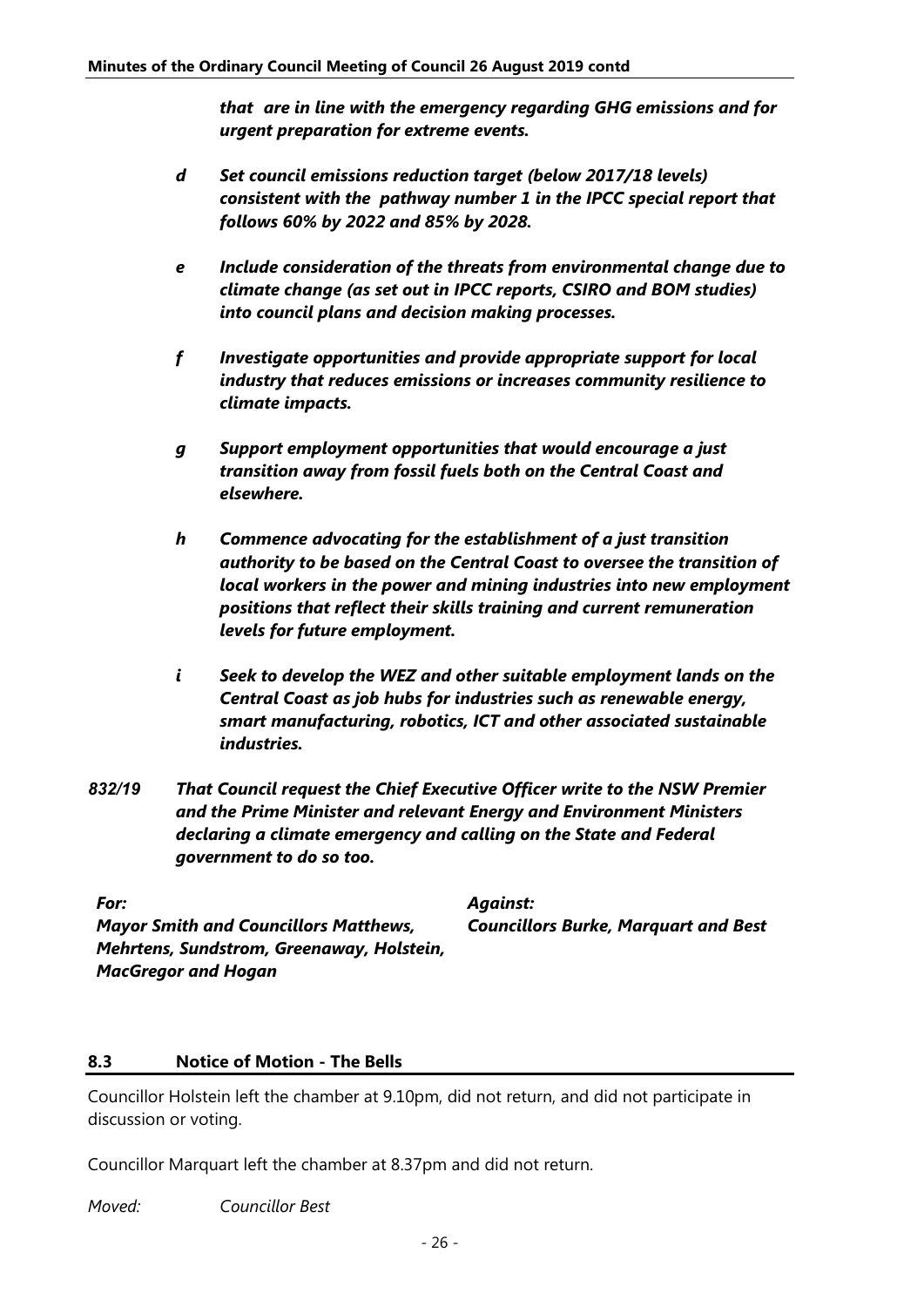*that are in line with the emergency regarding GHG emissions and for urgent preparation for extreme events.*

*d Set council emissions reduction target (below 2017/18 levels) consistent with the pathway number 1 in the IPCC special report that follows 60% by 2022 and 85% by 2028.*

*e Include consideration of the threats from environmental change due to climate change (as set out in IPCC reports, CSIRO and BOM studies) into council plans and decision making processes.*

*f Investigate opportunities and provide appropriate support for local industry that reduces emissions or increases community resilience to climate impacts.*

*g Support employment opportunities that would encourage a just transition away from fossil fuels both on the Central Coast and elsewhere.*

*h Commence advocating for the establishment of a just transition authority to be based on the Central Coast to oversee the transition of local workers in the power and mining industries into new employment positions that reflect their skills training and current remuneration levels for future employment.*

*i Seek to develop the WEZ and other suitable employment lands on the Central Coast as job hubs for industries such as renewable energy, smart manufacturing, robotics, ICT and other associated sustainable industries.*

*832/19 That Council request the Chief Executive Officer write to the NSW Premier and the Prime Minister and relevant Energy and Environment Ministers declaring a climate emergency and calling on the State and Federal government to do so too.*

*For:*
*Mayor Smith and Councillors Matthews, Mehrtens, Sundstrom, Greenaway, Holstein, MacGregor and Hogan*

*Against:*
*Councillors Burke, Marquart and Best*

## 8.3 Notice of Motion - The Bells

Councillor Holstein left the chamber at 9.10pm, did not return, and did not participate in discussion or voting.

Councillor Marquart left the chamber at 8.37pm and did not return.

*Moved:* *Councillor Best*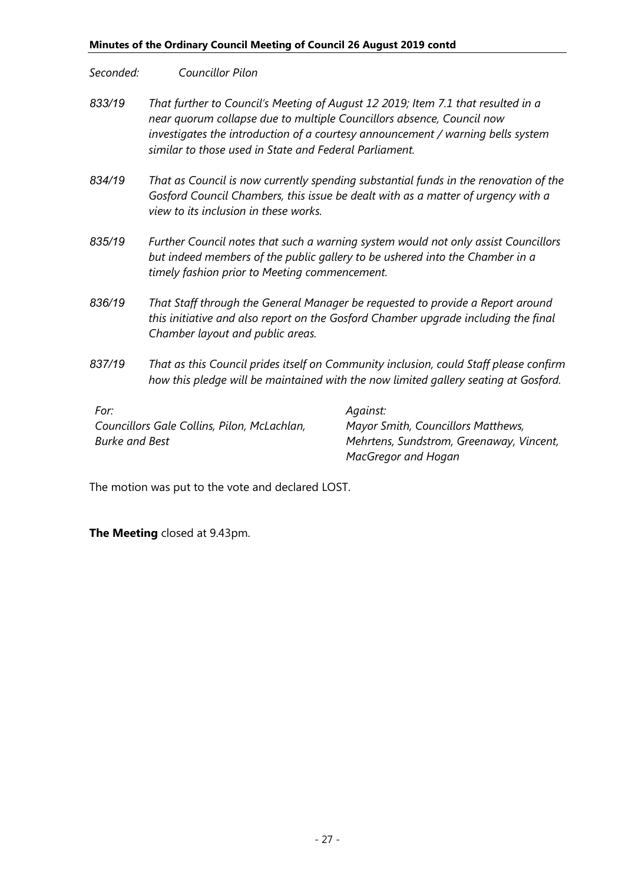*Seconded:* *Councillor Pilon*

*833/19* *That further to Council's Meeting of August 12 2019; Item 7.1 that resulted in a near quorum collapse due to multiple Councillors absence, Council now investigates the introduction of a courtesy announcement / warning bells system similar to those used in State and Federal Parliament.*

*834/19* *That as Council is now currently spending substantial funds in the renovation of the Gosford Council Chambers, this issue be dealt with as a matter of urgency with a view to its inclusion in these works.*

*835/19* *Further Council notes that such a warning system would not only assist Councillors but indeed members of the public gallery to be ushered into the Chamber in a timely fashion prior to Meeting commencement.*

*836/19* *That Staff through the General Manager be requested to provide a Report around this initiative and also report on the Gosford Chamber upgrade including the final Chamber layout and public areas.*

*837/19* *That as this Council prides itself on Community inclusion, could Staff please confirm how this pledge will be maintained with the now limited gallery seating at Gosford.*

| | |
|---|---|
| *For:* | *Against:* |
| *Councillors Gale Collins, Pilon, McLachlan, Burke and Best* | *Mayor Smith, Councillors Matthews, Mehrtens, Sundstrom, Greenaway, Vincent, MacGregor and Hogan* |

The motion was put to the vote and declared LOST.

**The Meeting** closed at 9.43pm.